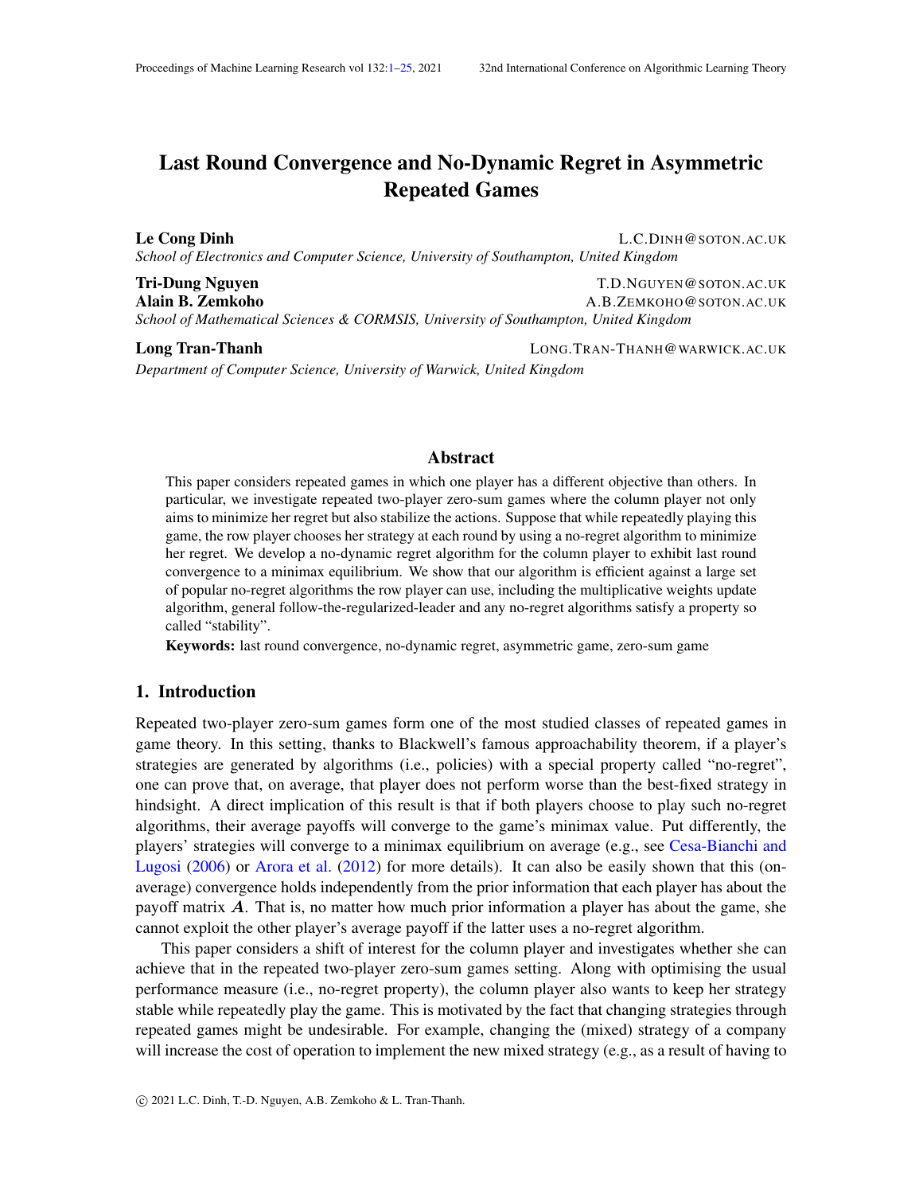# Last Round Convergence and No-Dynamic Regret in Asymmetric Repeated Games

**Le Cong Dinh** L.C.DINH@SOTON.AC.UK
*School of Electronics and Computer Science, University of Southampton, United Kingdom*

**Tri-Dung Nguyen** T.D.NGUYEN@SOTON.AC.UK
**Alain B. Zemkoho** A.B.ZEMKOHO@SOTON.AC.UK
*School of Mathematical Sciences & CORMSIS, University of Southampton, United Kingdom*

**Long Tran-Thanh** LONG.TRAN-THANH@WARWICK.AC.UK
*Department of Computer Science, University of Warwick, United Kingdom*

## Abstract

This paper considers repeated games in which one player has a different objective than others. In particular, we investigate repeated two-player zero-sum games where the column player not only aims to minimize her regret but also stabilize the actions. Suppose that while repeatedly playing this game, the row player chooses her strategy at each round by using a no-regret algorithm to minimize her regret. We develop a no-dynamic regret algorithm for the column player to exhibit last round convergence to a minimax equilibrium. We show that our algorithm is efficient against a large set of popular no-regret algorithms the row player can use, including the multiplicative weights update algorithm, general follow-the-regularized-leader and any no-regret algorithms satisfy a property so called "stability".

**Keywords:** last round convergence, no-dynamic regret, asymmetric game, zero-sum game

## 1. Introduction

Repeated two-player zero-sum games form one of the most studied classes of repeated games in game theory. In this setting, thanks to Blackwell's famous approachability theorem, if a player's strategies are generated by algorithms (i.e., policies) with a special property called "no-regret", one can prove that, on average, that player does not perform worse than the best-fixed strategy in hindsight. A direct implication of this result is that if both players choose to play such no-regret algorithms, their average payoffs will converge to the game's minimax value. Put differently, the players' strategies will converge to a minimax equilibrium on average (e.g., see Cesa-Bianchi and Lugosi (2006) or Arora et al. (2012) for more details). It can also be easily shown that this (on-average) convergence holds independently from the prior information that each player has about the payoff matrix $\boldsymbol{A}$. That is, no matter how much prior information a player has about the game, she cannot exploit the other player's average payoff if the latter uses a no-regret algorithm.

This paper considers a shift of interest for the column player and investigates whether she can achieve that in the repeated two-player zero-sum games setting. Along with optimising the usual performance measure (i.e., no-regret property), the column player also wants to keep her strategy stable while repeatedly play the game. This is motivated by the fact that changing strategies through repeated games might be undesirable. For example, changing the (mixed) strategy of a company will increase the cost of operation to implement the new mixed strategy (e.g., as a result of having to

© 2021 L.C. Dinh, T.-D. Nguyen, A.B. Zemkoho & L. Tran-Thanh.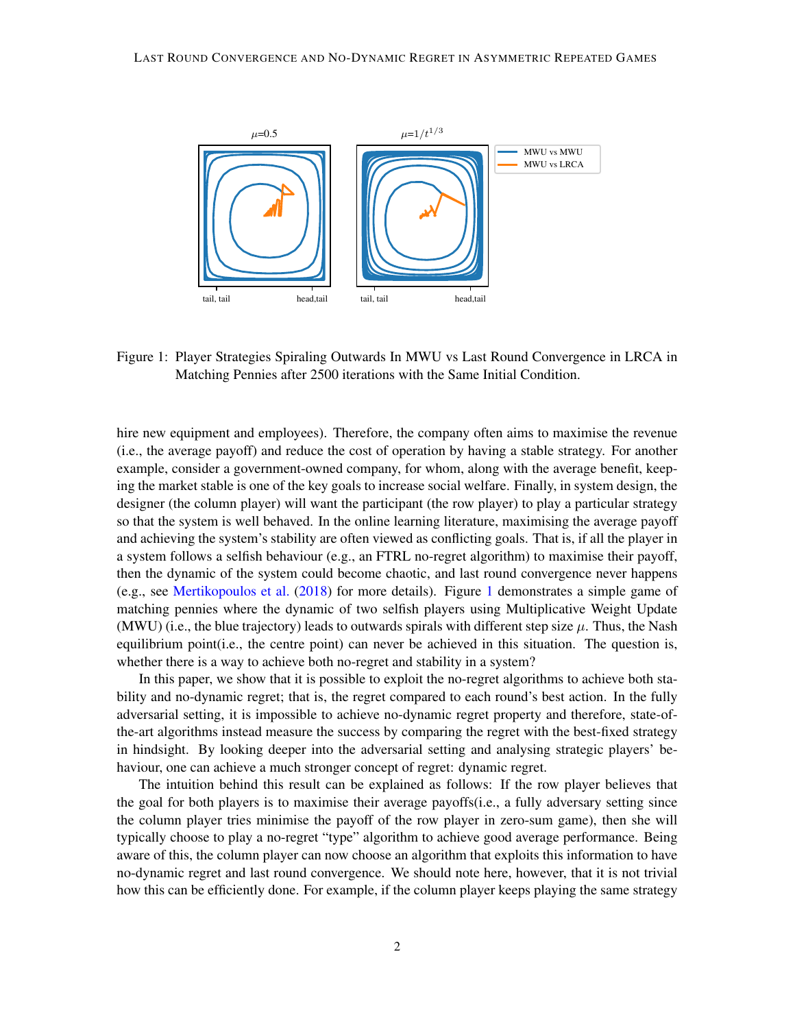Figure 1: Player Strategies Spiraling Outwards In MWU vs Last Round Convergence in LRCA in Matching Pennies after 2500 iterations with the Same Initial Condition.

hire new equipment and employees). Therefore, the company often aims to maximise the revenue (i.e., the average payoff) and reduce the cost of operation by having a stable strategy. For another example, consider a government-owned company, for whom, along with the average benefit, keeping the market stable is one of the key goals to increase social welfare. Finally, in system design, the designer (the column player) will want the participant (the row player) to play a particular strategy so that the system is well behaved. In the online learning literature, maximising the average payoff and achieving the system's stability are often viewed as conflicting goals. That is, if all the player in a system follows a selfish behaviour (e.g., an FTRL no-regret algorithm) to maximise their payoff, then the dynamic of the system could become chaotic, and last round convergence never happens (e.g., see Mertikopoulos et al. (2018) for more details). Figure 1 demonstrates a simple game of matching pennies where the dynamic of two selfish players using Multiplicative Weight Update (MWU) (i.e., the blue trajectory) leads to outwards spirals with different step size $\mu$. Thus, the Nash equilibrium point(i.e., the centre point) can never be achieved in this situation. The question is, whether there is a way to achieve both no-regret and stability in a system?

In this paper, we show that it is possible to exploit the no-regret algorithms to achieve both stability and no-dynamic regret; that is, the regret compared to each round's best action. In the fully adversarial setting, it is impossible to achieve no-dynamic regret property and therefore, state-of-the-art algorithms instead measure the success by comparing the regret with the best-fixed strategy in hindsight. By looking deeper into the adversarial setting and analysing strategic players' behaviour, one can achieve a much stronger concept of regret: dynamic regret.

The intuition behind this result can be explained as follows: If the row player believes that the goal for both players is to maximise their average payoffs(i.e., a fully adversary setting since the column player tries minimise the payoff of the row player in zero-sum game), then she will typically choose to play a no-regret "type" algorithm to achieve good average performance. Being aware of this, the column player can now choose an algorithm that exploits this information to have no-dynamic regret and last round convergence. We should note here, however, that it is not trivial how this can be efficiently done. For example, if the column player keeps playing the same strategy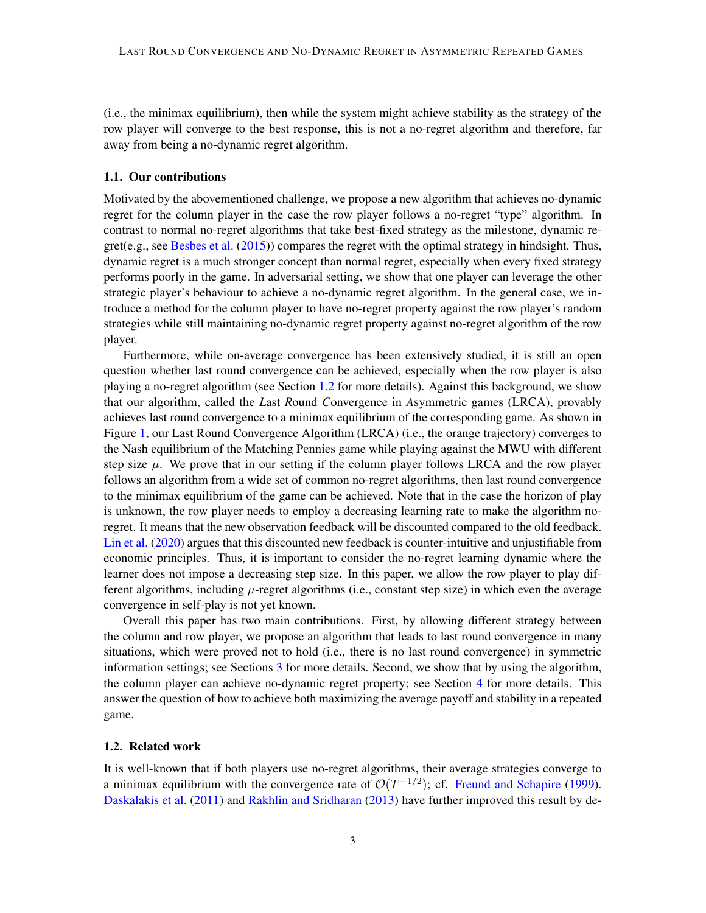(i.e., the minimax equilibrium), then while the system might achieve stability as the strategy of the row player will converge to the best response, this is not a no-regret algorithm and therefore, far away from being a no-dynamic regret algorithm.

### 1.1. Our contributions

Motivated by the abovementioned challenge, we propose a new algorithm that achieves no-dynamic regret for the column player in the case the row player follows a no-regret "type" algorithm. In contrast to normal no-regret algorithms that take best-fixed strategy as the milestone, dynamic regret(e.g., see Besbes et al. (2015)) compares the regret with the optimal strategy in hindsight. Thus, dynamic regret is a much stronger concept than normal regret, especially when every fixed strategy performs poorly in the game. In adversarial setting, we show that one player can leverage the other strategic player's behaviour to achieve a no-dynamic regret algorithm. In the general case, we introduce a method for the column player to have no-regret property against the row player's random strategies while still maintaining no-dynamic regret property against no-regret algorithm of the row player.

Furthermore, while on-average convergence has been extensively studied, it is still an open question whether last round convergence can be achieved, especially when the row player is also playing a no-regret algorithm (see Section 1.2 for more details). Against this background, we show that our algorithm, called the *L*ast *R*ound *C*onvergence in *A*symmetric games (LRCA), provably achieves last round convergence to a minimax equilibrium of the corresponding game. As shown in Figure 1, our Last Round Convergence Algorithm (LRCA) (i.e., the orange trajectory) converges to the Nash equilibrium of the Matching Pennies game while playing against the MWU with different step size $\mu$. We prove that in our setting if the column player follows LRCA and the row player follows an algorithm from a wide set of common no-regret algorithms, then last round convergence to the minimax equilibrium of the game can be achieved. Note that in the case the horizon of play is unknown, the row player needs to employ a decreasing learning rate to make the algorithm no-regret. It means that the new observation feedback will be discounted compared to the old feedback. Lin et al. (2020) argues that this discounted new feedback is counter-intuitive and unjustifiable from economic principles. Thus, it is important to consider the no-regret learning dynamic where the learner does not impose a decreasing step size. In this paper, we allow the row player to play different algorithms, including $\mu$-regret algorithms (i.e., constant step size) in which even the average convergence in self-play is not yet known.

Overall this paper has two main contributions. First, by allowing different strategy between the column and row player, we propose an algorithm that leads to last round convergence in many situations, which were proved not to hold (i.e., there is no last round convergence) in symmetric information settings; see Sections 3 for more details. Second, we show that by using the algorithm, the column player can achieve no-dynamic regret property; see Section 4 for more details. This answer the question of how to achieve both maximizing the average payoff and stability in a repeated game.

### 1.2. Related work

It is well-known that if both players use no-regret algorithms, their average strategies converge to a minimax equilibrium with the convergence rate of $\mathcal{O}(T^{-1/2})$; cf. Freund and Schapire (1999). Daskalakis et al. (2011) and Rakhlin and Sridharan (2013) have further improved this result by de-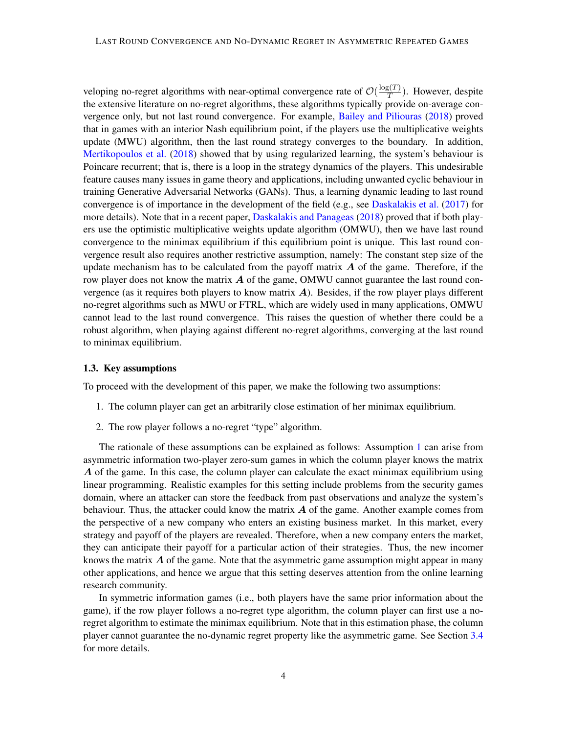veloping no-regret algorithms with near-optimal convergence rate of $\mathcal{O}(\frac{\log(T)}{T})$. However, despite the extensive literature on no-regret algorithms, these algorithms typically provide on-average convergence only, but not last round convergence. For example, Bailey and Piliouras (2018) proved that in games with an interior Nash equilibrium point, if the players use the multiplicative weights update (MWU) algorithm, then the last round strategy converges to the boundary. In addition, Mertikopoulos et al. (2018) showed that by using regularized learning, the system's behaviour is Poincare recurrent; that is, there is a loop in the strategy dynamics of the players. This undesirable feature causes many issues in game theory and applications, including unwanted cyclic behaviour in training Generative Adversarial Networks (GANs). Thus, a learning dynamic leading to last round convergence is of importance in the development of the field (e.g., see Daskalakis et al. (2017) for more details). Note that in a recent paper, Daskalakis and Panageas (2018) proved that if both players use the optimistic multiplicative weights update algorithm (OMWU), then we have last round convergence to the minimax equilibrium if this equilibrium point is unique. This last round convergence result also requires another restrictive assumption, namely: The constant step size of the update mechanism has to be calculated from the payoff matrix $\boldsymbol{A}$ of the game. Therefore, if the row player does not know the matrix $\boldsymbol{A}$ of the game, OMWU cannot guarantee the last round convergence (as it requires both players to know matrix $\boldsymbol{A}$). Besides, if the row player plays different no-regret algorithms such as MWU or FTRL, which are widely used in many applications, OMWU cannot lead to the last round convergence. This raises the question of whether there could be a robust algorithm, when playing against different no-regret algorithms, converging at the last round to minimax equilibrium.

### 1.3. Key assumptions

To proceed with the development of this paper, we make the following two assumptions:

1. The column player can get an arbitrarily close estimation of her minimax equilibrium.
2. The row player follows a no-regret "type" algorithm.

The rationale of these assumptions can be explained as follows: Assumption 1 can arise from asymmetric information two-player zero-sum games in which the column player knows the matrix $\boldsymbol{A}$ of the game. In this case, the column player can calculate the exact minimax equilibrium using linear programming. Realistic examples for this setting include problems from the security games domain, where an attacker can store the feedback from past observations and analyze the system's behaviour. Thus, the attacker could know the matrix $\boldsymbol{A}$ of the game. Another example comes from the perspective of a new company who enters an existing business market. In this market, every strategy and payoff of the players are revealed. Therefore, when a new company enters the market, they can anticipate their payoff for a particular action of their strategies. Thus, the new incomer knows the matrix $\boldsymbol{A}$ of the game. Note that the asymmetric game assumption might appear in many other applications, and hence we argue that this setting deserves attention from the online learning research community.

In symmetric information games (i.e., both players have the same prior information about the game), if the row player follows a no-regret type algorithm, the column player can first use a no-regret algorithm to estimate the minimax equilibrium. Note that in this estimation phase, the column player cannot guarantee the no-dynamic regret property like the asymmetric game. See Section 3.4 for more details.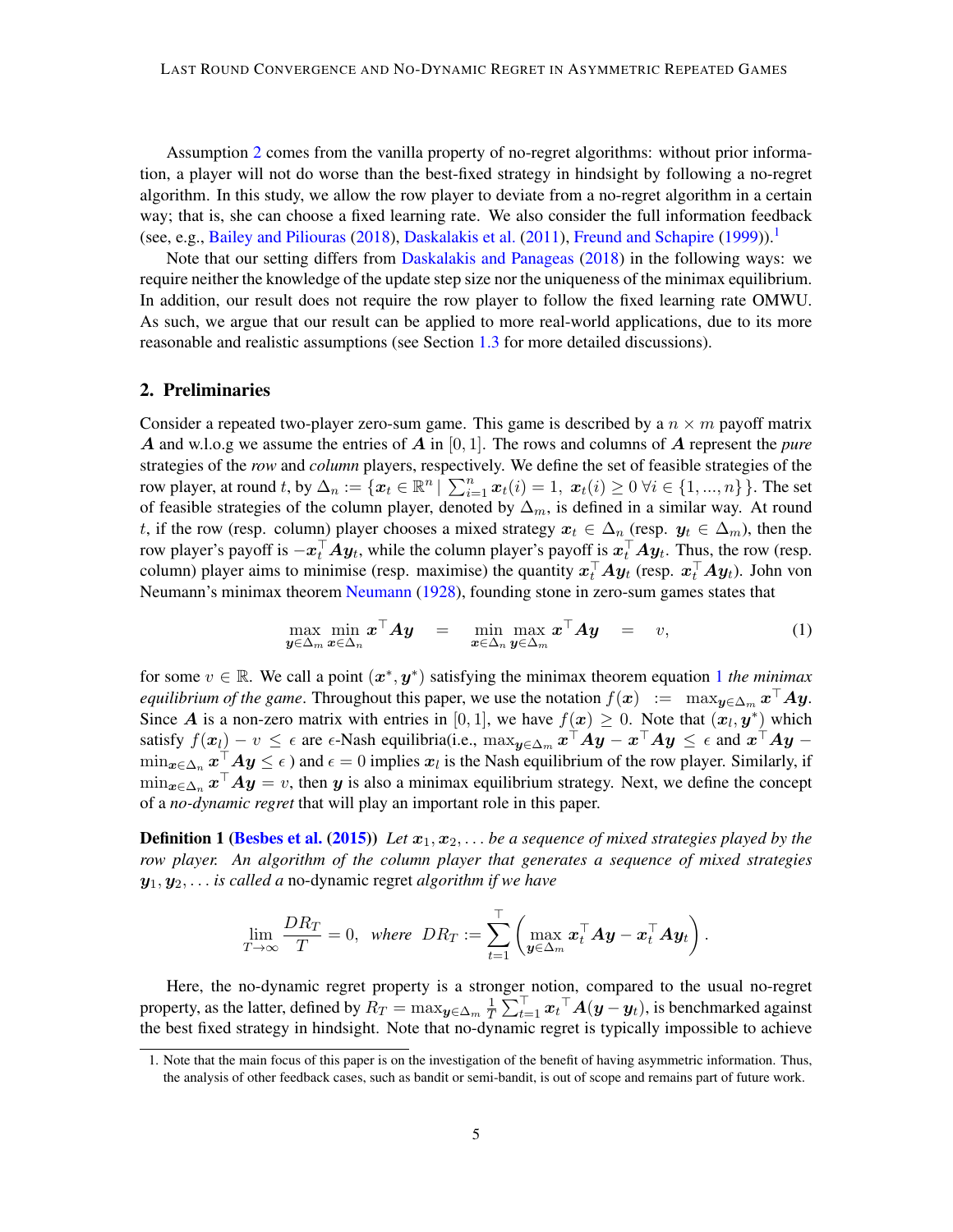Assumption 2 comes from the vanilla property of no-regret algorithms: without prior information, a player will not do worse than the best-fixed strategy in hindsight by following a no-regret algorithm. In this study, we allow the row player to deviate from a no-regret algorithm in a certain way; that is, she can choose a fixed learning rate. We also consider the full information feedback (see, e.g., Bailey and Piliouras (2018), Daskalakis et al. (2011), Freund and Schapire (1999)).[1]

Note that our setting differs from Daskalakis and Panageas (2018) in the following ways: we require neither the knowledge of the update step size nor the uniqueness of the minimax equilibrium. In addition, our result does not require the row player to follow the fixed learning rate OMWU. As such, we argue that our result can be applied to more real-world applications, due to its more reasonable and realistic assumptions (see Section 1.3 for more detailed discussions).

## 2. Preliminaries

Consider a repeated two-player zero-sum game. This game is described by a $n \times m$ payoff matrix $\boldsymbol{A}$ and w.l.o.g we assume the entries of $\boldsymbol{A}$ in $[0, 1]$. The rows and columns of $\boldsymbol{A}$ represent the *pure* strategies of the *row* and *column* players, respectively. We define the set of feasible strategies of the row player, at round $t$, by $\Delta_n := \{\boldsymbol{x}_t \in \mathbb{R}^n \mid \sum_{i=1}^n \boldsymbol{x}_t(i) = 1,\ \boldsymbol{x}_t(i) \geq 0\ \forall i \in \{1, ..., n\}\}$. The set of feasible strategies of the column player, denoted by $\Delta_m$, is defined in a similar way. At round $t$, if the row (resp. column) player chooses a mixed strategy $\boldsymbol{x}_t \in \Delta_n$ (resp. $\boldsymbol{y}_t \in \Delta_m$), then the row player's payoff is $-\boldsymbol{x}_t^\top \boldsymbol{A} \boldsymbol{y}_t$, while the column player's payoff is $\boldsymbol{x}_t^\top \boldsymbol{A} \boldsymbol{y}_t$. Thus, the row (resp. column) player aims to minimise (resp. maximise) the quantity $\boldsymbol{x}_t^\top \boldsymbol{A} \boldsymbol{y}_t$ (resp. $\boldsymbol{x}_t^\top \boldsymbol{A} \boldsymbol{y}_t$). John von Neumann's minimax theorem Neumann (1928), founding stone in zero-sum games states that

$$\max_{\boldsymbol{y} \in \Delta_m} \min_{\boldsymbol{x} \in \Delta_n} \boldsymbol{x}^\top \boldsymbol{A} \boldsymbol{y} \quad = \quad \min_{\boldsymbol{x} \in \Delta_n} \max_{\boldsymbol{y} \in \Delta_m} \boldsymbol{x}^\top \boldsymbol{A} \boldsymbol{y} \quad = \quad v, \tag{1}$$

for some $v \in \mathbb{R}$. We call a point $(\boldsymbol{x}^*, \boldsymbol{y}^*)$ satisfying the minimax theorem equation 1 *the minimax equilibrium of the game*. Throughout this paper, we use the notation $f(\boldsymbol{x}) := \max_{\boldsymbol{y} \in \Delta_m} \boldsymbol{x}^\top \boldsymbol{A} \boldsymbol{y}$. Since $\boldsymbol{A}$ is a non-zero matrix with entries in $[0, 1]$, we have $f(\boldsymbol{x}) \geq 0$. Note that $(\boldsymbol{x}_l, \boldsymbol{y}^*)$ which satisfy $f(\boldsymbol{x}_l) - v \leq \epsilon$ are $\epsilon$-Nash equilibria(i.e., $\max_{\boldsymbol{y} \in \Delta_m} \boldsymbol{x}^\top \boldsymbol{A} \boldsymbol{y} - \boldsymbol{x}^\top \boldsymbol{A} \boldsymbol{y} \leq \epsilon$ and $\boldsymbol{x}^\top \boldsymbol{A} \boldsymbol{y} - \min_{\boldsymbol{x} \in \Delta_n} \boldsymbol{x}^\top \boldsymbol{A} \boldsymbol{y} \leq \epsilon$ ) and $\epsilon = 0$ implies $\boldsymbol{x}_l$ is the Nash equilibrium of the row player. Similarly, if $\min_{\boldsymbol{x} \in \Delta_n} \boldsymbol{x}^\top \boldsymbol{A} \boldsymbol{y} = v$, then $\boldsymbol{y}$ is also a minimax equilibrium strategy. Next, we define the concept of a *no-dynamic regret* that will play an important role in this paper.

**Definition 1 (Besbes et al. (2015))** *Let $\boldsymbol{x}_1, \boldsymbol{x}_2, \ldots$ be a sequence of mixed strategies played by the row player. An algorithm of the column player that generates a sequence of mixed strategies $\boldsymbol{y}_1, \boldsymbol{y}_2, \ldots$ is called a* no-dynamic regret *algorithm if we have*

$$\lim_{T \to \infty} \frac{DR_T}{T} = 0, \quad \textit{where} \quad DR_T := \sum_{t=1}^{\top} \left( \max_{\boldsymbol{y} \in \Delta_m} \boldsymbol{x}_t^\top \boldsymbol{A} \boldsymbol{y} - \boldsymbol{x}_t^\top \boldsymbol{A} \boldsymbol{y}_t \right).$$

Here, the no-dynamic regret property is a stronger notion, compared to the usual no-regret property, as the latter, defined by $R_T = \max_{\boldsymbol{y} \in \Delta_m} \frac{1}{T} \sum_{t=1}^{\top} \boldsymbol{x}_t{}^\top \boldsymbol{A} (\boldsymbol{y} - \boldsymbol{y}_t)$, is benchmarked against the best fixed strategy in hindsight. Note that no-dynamic regret is typically impossible to achieve

[1] Note that the main focus of this paper is on the investigation of the benefit of having asymmetric information. Thus, the analysis of other feedback cases, such as bandit or semi-bandit, is out of scope and remains part of future work.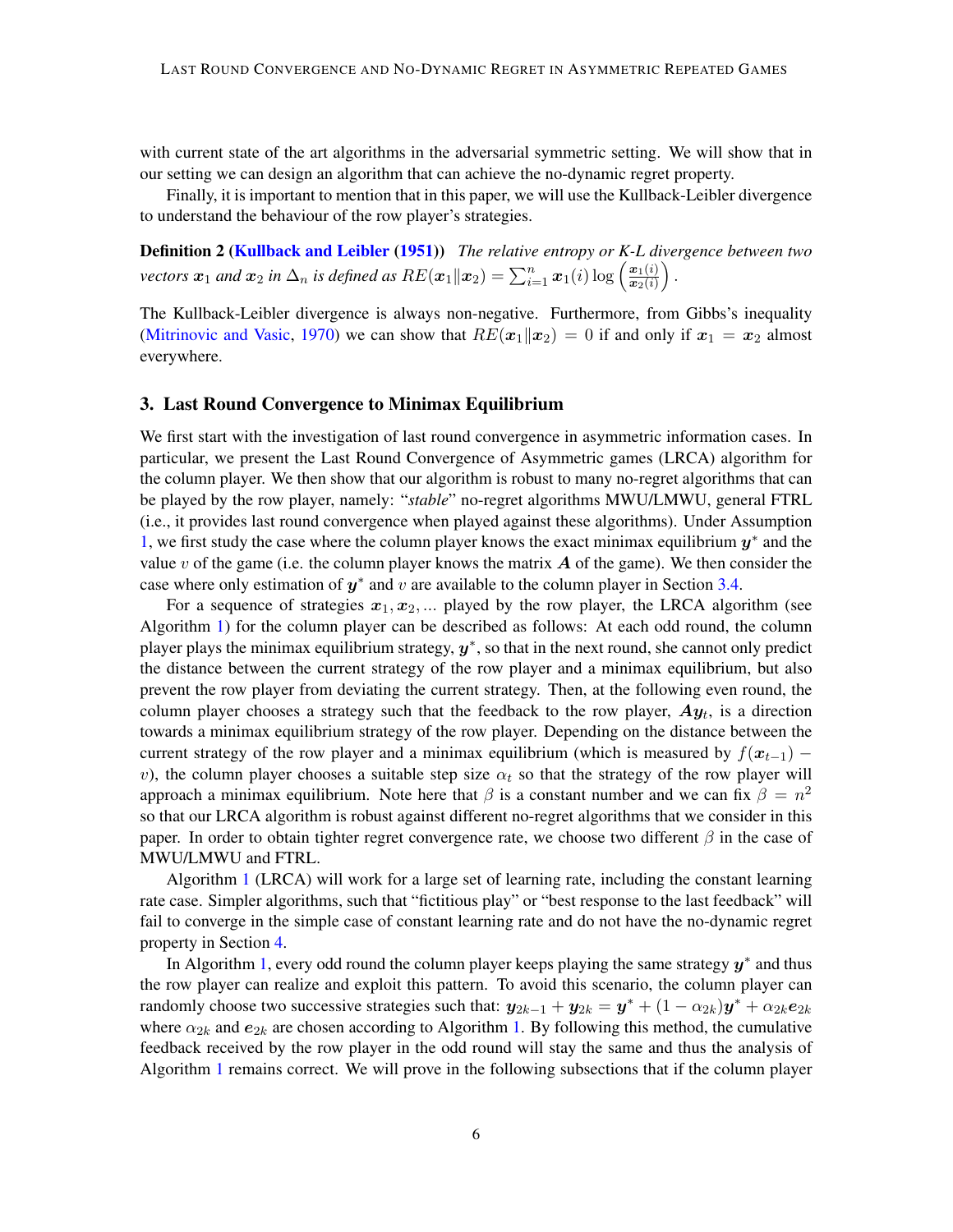with current state of the art algorithms in the adversarial symmetric setting. We will show that in our setting we can design an algorithm that can achieve the no-dynamic regret property.

Finally, it is important to mention that in this paper, we will use the Kullback-Leibler divergence to understand the behaviour of the row player's strategies.

**Definition 2 (Kullback and Leibler (1951))** *The relative entropy or K-L divergence between two vectors $\boldsymbol{x}_1$ and $\boldsymbol{x}_2$ in $\Delta_n$ is defined as $RE(\boldsymbol{x}_1 \| \boldsymbol{x}_2) = \sum_{i=1}^{n} \boldsymbol{x}_1(i) \log\left(\frac{\boldsymbol{x}_1(i)}{\boldsymbol{x}_2(i)}\right)$.*

The Kullback-Leibler divergence is always non-negative. Furthermore, from Gibbs's inequality (Mitrinovic and Vasic, 1970) we can show that $RE(\boldsymbol{x}_1 \| \boldsymbol{x}_2) = 0$ if and only if $\boldsymbol{x}_1 = \boldsymbol{x}_2$ almost everywhere.

## 3. Last Round Convergence to Minimax Equilibrium

We first start with the investigation of last round convergence in asymmetric information cases. In particular, we present the Last Round Convergence of Asymmetric games (LRCA) algorithm for the column player. We then show that our algorithm is robust to many no-regret algorithms that can be played by the row player, namely: "*stable*" no-regret algorithms MWU/LMWU, general FTRL (i.e., it provides last round convergence when played against these algorithms). Under Assumption 1, we first study the case where the column player knows the exact minimax equilibrium $\boldsymbol{y}^*$ and the value $v$ of the game (i.e. the column player knows the matrix $\boldsymbol{A}$ of the game). We then consider the case where only estimation of $\boldsymbol{y}^*$ and $v$ are available to the column player in Section 3.4.

For a sequence of strategies $\boldsymbol{x}_1, \boldsymbol{x}_2, \ldots$ played by the row player, the LRCA algorithm (see Algorithm 1) for the column player can be described as follows: At each odd round, the column player plays the minimax equilibrium strategy, $\boldsymbol{y}^*$, so that in the next round, she cannot only predict the distance between the current strategy of the row player and a minimax equilibrium, but also prevent the row player from deviating the current strategy. Then, at the following even round, the column player chooses a strategy such that the feedback to the row player, $\boldsymbol{A}\boldsymbol{y}_t$, is a direction towards a minimax equilibrium strategy of the row player. Depending on the distance between the current strategy of the row player and a minimax equilibrium (which is measured by $f(\boldsymbol{x}_{t-1}) - v$), the column player chooses a suitable step size $\alpha_t$ so that the strategy of the row player will approach a minimax equilibrium. Note here that $\beta$ is a constant number and we can fix $\beta = n^2$ so that our LRCA algorithm is robust against different no-regret algorithms that we consider in this paper. In order to obtain tighter regret convergence rate, we choose two different $\beta$ in the case of MWU/LMWU and FTRL.

Algorithm 1 (LRCA) will work for a large set of learning rate, including the constant learning rate case. Simpler algorithms, such that "fictitious play" or "best response to the last feedback" will fail to converge in the simple case of constant learning rate and do not have the no-dynamic regret property in Section 4.

In Algorithm 1, every odd round the column player keeps playing the same strategy $\boldsymbol{y}^*$ and thus the row player can realize and exploit this pattern. To avoid this scenario, the column player can randomly choose two successive strategies such that: $\boldsymbol{y}_{2k-1} + \boldsymbol{y}_{2k} = \boldsymbol{y}^* + (1 - \alpha_{2k})\boldsymbol{y}^* + \alpha_{2k}\boldsymbol{e}_{2k}$ where $\alpha_{2k}$ and $\boldsymbol{e}_{2k}$ are chosen according to Algorithm 1. By following this method, the cumulative feedback received by the row player in the odd round will stay the same and thus the analysis of Algorithm 1 remains correct. We will prove in the following subsections that if the column player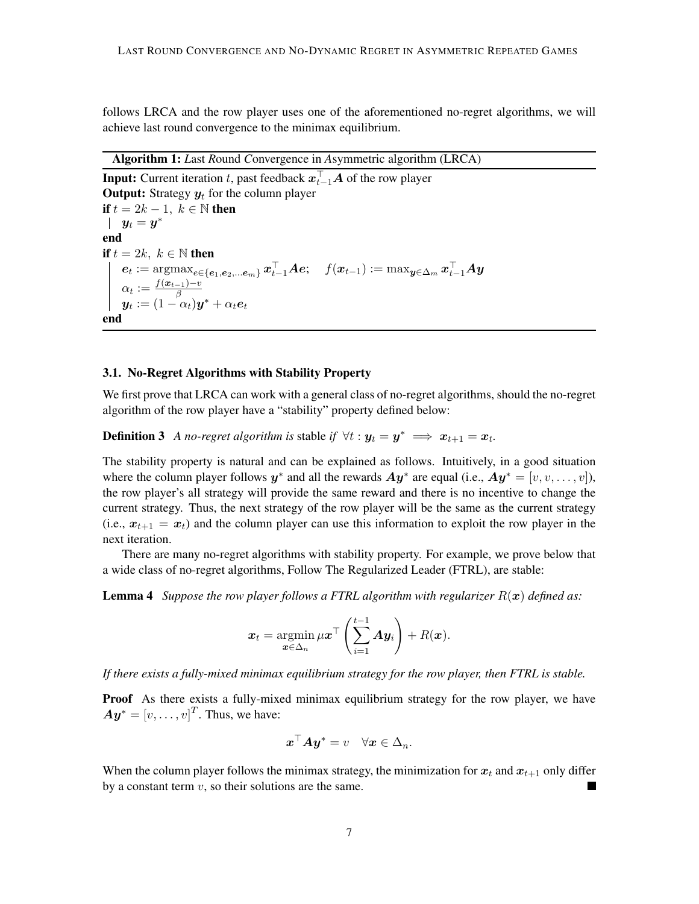follows LRCA and the row player uses one of the aforementioned no-regret algorithms, we will achieve last round convergence to the minimax equilibrium.

**Algorithm 1:** *L*ast *R*ound *C*onvergence in *A*symmetric algorithm (LRCA)

**Input:** Current iteration $t$, past feedback $\boldsymbol{x}_{t-1}^\top \boldsymbol{A}$ of the row player
**Output:** Strategy $\boldsymbol{y}_t$ for the column player
**if** $t = 2k-1,\ k \in \mathbb{N}$ **then**
  $\boldsymbol{y}_t = \boldsymbol{y}^*$
**end**
**if** $t = 2k,\ k \in \mathbb{N}$ **then**
  $\boldsymbol{e}_t := \operatorname{argmax}_{\boldsymbol{e} \in \{\boldsymbol{e}_1, \boldsymbol{e}_2, \ldots \boldsymbol{e}_m\}} \boldsymbol{x}_{t-1}^\top \boldsymbol{A}\boldsymbol{e}; \quad f(\boldsymbol{x}_{t-1}) := \max_{\boldsymbol{y} \in \Delta_m} \boldsymbol{x}_{t-1}^\top \boldsymbol{A}\boldsymbol{y}$
  $\alpha_t := \frac{f(\boldsymbol{x}_{t-1}) - v}{\beta}$
  $\boldsymbol{y}_t := (1 - \alpha_t)\boldsymbol{y}^* + \alpha_t \boldsymbol{e}_t$
**end**

### 3.1. No-Regret Algorithms with Stability Property

We first prove that LRCA can work with a general class of no-regret algorithms, should the no-regret algorithm of the row player have a "stability" property defined below:

**Definition 3** *A no-regret algorithm is* stable *if* $\forall t : \boldsymbol{y}_t = \boldsymbol{y}^* \implies \boldsymbol{x}_{t+1} = \boldsymbol{x}_t$.

The stability property is natural and can be explained as follows. Intuitively, in a good situation where the column player follows $\boldsymbol{y}^*$ and all the rewards $\boldsymbol{A}\boldsymbol{y}^*$ are equal (i.e., $\boldsymbol{A}\boldsymbol{y}^* = [v, v, \ldots, v]$), the row player's all strategy will provide the same reward and there is no incentive to change the current strategy. Thus, the next strategy of the row player will be the same as the current strategy (i.e., $\boldsymbol{x}_{t+1} = \boldsymbol{x}_t$) and the column player can use this information to exploit the row player in the next iteration.

There are many no-regret algorithms with stability property. For example, we prove below that a wide class of no-regret algorithms, Follow The Regularized Leader (FTRL), are stable:

**Lemma 4** *Suppose the row player follows a FTRL algorithm with regularizer $R(\boldsymbol{x})$ defined as:*

$$\boldsymbol{x}_t = \operatorname*{argmin}_{\boldsymbol{x} \in \Delta_n} \mu \boldsymbol{x}^\top \left( \sum_{i=1}^{t-1} \boldsymbol{A}\boldsymbol{y}_i \right) + R(\boldsymbol{x}).$$

*If there exists a fully-mixed minimax equilibrium strategy for the row player, then FTRL is stable.*

**Proof** As there exists a fully-mixed minimax equilibrium strategy for the row player, we have $\boldsymbol{A}\boldsymbol{y}^* = [v, \ldots, v]^T$. Thus, we have:

$$\boldsymbol{x}^\top \boldsymbol{A}\boldsymbol{y}^* = v \quad \forall \boldsymbol{x} \in \Delta_n.$$

When the column player follows the minimax strategy, the minimization for $\boldsymbol{x}_t$ and $\boldsymbol{x}_{t+1}$ only differ by a constant term $v$, so their solutions are the same. ∎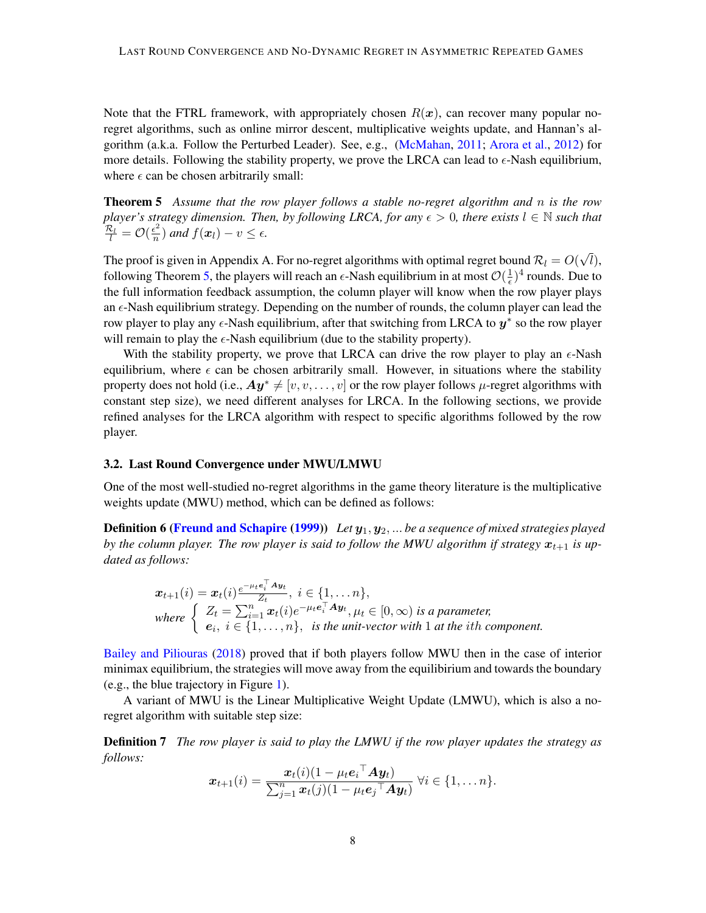Note that the FTRL framework, with appropriately chosen $R(\boldsymbol{x})$, can recover many popular no-regret algorithms, such as online mirror descent, multiplicative weights update, and Hannan's algorithm (a.k.a. Follow the Perturbed Leader). See, e.g., (McMahan, 2011; Arora et al., 2012) for more details. Following the stability property, we prove the LRCA can lead to $\epsilon$-Nash equilibrium, where $\epsilon$ can be chosen arbitrarily small:

**Theorem 5** *Assume that the row player follows a stable no-regret algorithm and $n$ is the row player's strategy dimension. Then, by following LRCA, for any $\epsilon > 0$, there exists $l \in \mathbb{N}$ such that $\frac{\mathcal{R}_l}{l} = \mathcal{O}(\frac{\epsilon^2}{n})$ and $f(\boldsymbol{x}_l) - v \leq \epsilon$.*

The proof is given in Appendix A. For no-regret algorithms with optimal regret bound $\mathcal{R}_l = O(\sqrt{l})$, following Theorem 5, the players will reach an $\epsilon$-Nash equilibrium in at most $\mathcal{O}(\frac{1}{\epsilon})^4$ rounds. Due to the full information feedback assumption, the column player will know when the row player plays an $\epsilon$-Nash equilibrium strategy. Depending on the number of rounds, the column player can lead the row player to play any $\epsilon$-Nash equilibrium, after that switching from LRCA to $\boldsymbol{y}^*$ so the row player will remain to play the $\epsilon$-Nash equilibrium (due to the stability property).

With the stability property, we prove that LRCA can drive the row player to play an $\epsilon$-Nash equilibrium, where $\epsilon$ can be chosen arbitrarily small. However, in situations where the stability property does not hold (i.e., $\boldsymbol{A}\boldsymbol{y}^* \neq [v, v, \ldots, v]$ or the row player follows $\mu$-regret algorithms with constant step size), we need different analyses for LRCA. In the following sections, we provide refined analyses for the LRCA algorithm with respect to specific algorithms followed by the row player.

### 3.2. Last Round Convergence under MWU/LMWU

One of the most well-studied no-regret algorithms in the game theory literature is the multiplicative weights update (MWU) method, which can be defined as follows:

**Definition 6 (Freund and Schapire (1999))** *Let $\boldsymbol{y}_1, \boldsymbol{y}_2, \ldots$ be a sequence of mixed strategies played by the column player. The row player is said to follow the MWU algorithm if strategy $\boldsymbol{x}_{t+1}$ is updated as follows:*

$$
\boldsymbol{x}_{t+1}(i) = \boldsymbol{x}_t(i)\frac{e^{-\mu_t \boldsymbol{e}_i^\top \boldsymbol{A}\boldsymbol{y}_t}}{Z_t}, \ i \in \{1, \ldots n\},
$$
$$
\text{where } \begin{cases} Z_t = \sum_{i=1}^n \boldsymbol{x}_t(i) e^{-\mu_t \boldsymbol{e}_i^\top \boldsymbol{A}\boldsymbol{y}_t}, \mu_t \in [0, \infty) \text{ is a parameter,} \\ \boldsymbol{e}_i, \ i \in \{1, \ldots, n\}, \ \text{ is the unit-vector with } 1 \text{ at the } i\text{th component.} \end{cases}
$$

Bailey and Piliouras (2018) proved that if both players follow MWU then in the case of interior minimax equilibrium, the strategies will move away from the equilibrium and towards the boundary (e.g., the blue trajectory in Figure 1).

A variant of MWU is the Linear Multiplicative Weight Update (LMWU), which is also a no-regret algorithm with suitable step size:

**Definition 7** *The row player is said to play the LMWU if the row player updates the strategy as follows:*

$$
\boldsymbol{x}_{t+1}(i) = \frac{\boldsymbol{x}_t(i)(1 - \mu_t \boldsymbol{e}_i{}^\top \boldsymbol{A}\boldsymbol{y}_t)}{\sum_{j=1}^n \boldsymbol{x}_t(j)(1 - \mu_t \boldsymbol{e}_j{}^\top \boldsymbol{A}\boldsymbol{y}_t)} \ \forall i \in \{1, \ldots n\}.
$$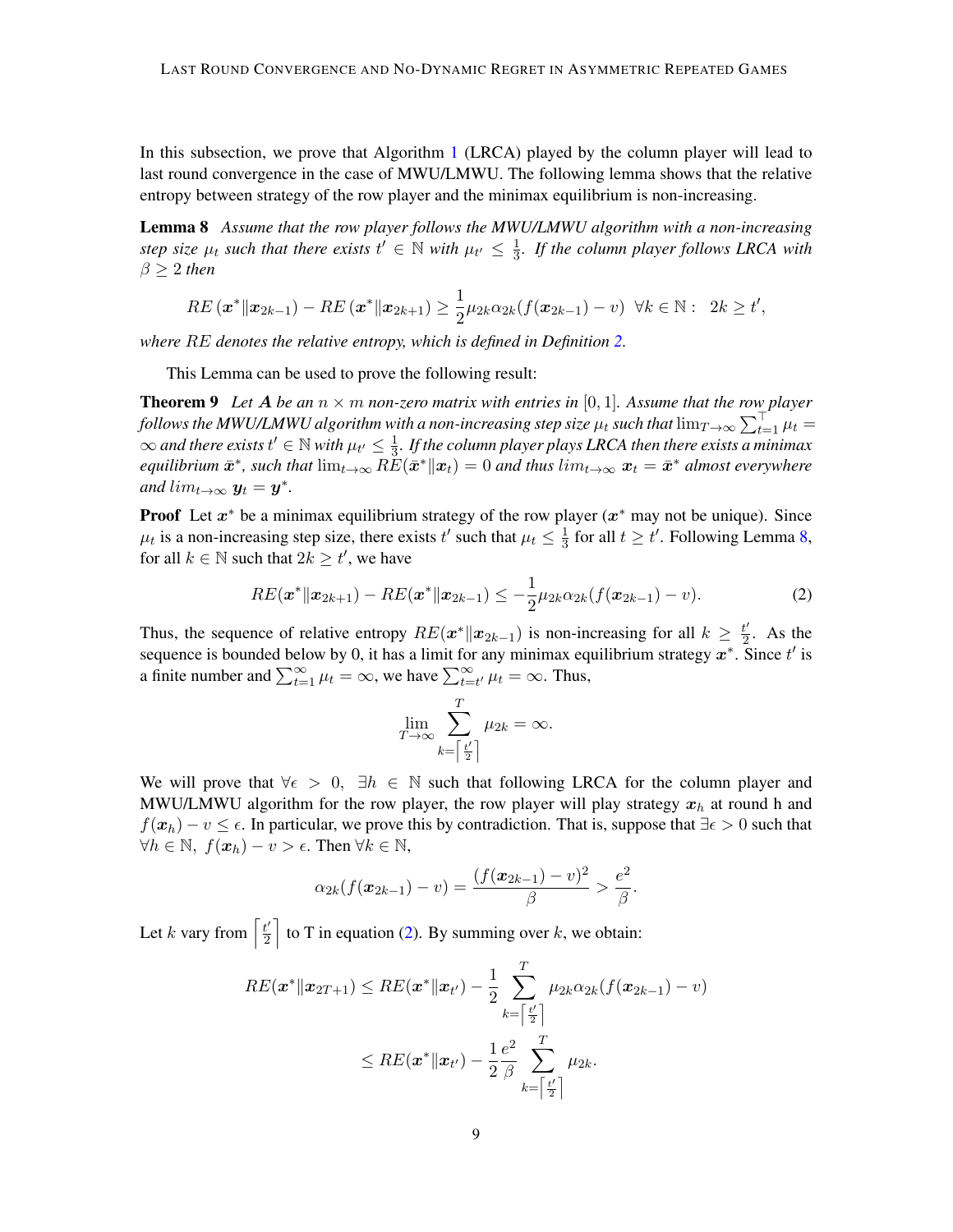In this subsection, we prove that Algorithm 1 (LRCA) played by the column player will lead to last round convergence in the case of MWU/LMWU. The following lemma shows that the relative entropy between strategy of the row player and the minimax equilibrium is non-increasing.

**Lemma 8** *Assume that the row player follows the MWU/LMWU algorithm with a non-increasing step size $\mu_t$ such that there exists $t' \in \mathbb{N}$ with $\mu_{t'} \leq \frac{1}{3}$. If the column player follows LRCA with $\beta \geq 2$ then*

$$RE\left(\boldsymbol{x}^* \| \boldsymbol{x}_{2k-1}\right) - RE\left(\boldsymbol{x}^* \| \boldsymbol{x}_{2k+1}\right) \geq \frac{1}{2}\mu_{2k}\alpha_{2k}(f(\boldsymbol{x}_{2k-1}) - v) \;\; \forall k \in \mathbb{N}: \;\; 2k \geq t',$$

*where $RE$ denotes the relative entropy, which is defined in Definition 2.*

This Lemma can be used to prove the following result:

**Theorem 9** *Let $\boldsymbol{A}$ be an $n \times m$ non-zero matrix with entries in $[0, 1]$. Assume that the row player follows the MWU/LMWU algorithm with a non-increasing step size $\mu_t$ such that $\lim_{T\to\infty}\sum_{t=1}^{T}\mu_t = \infty$ and there exists $t' \in \mathbb{N}$ with $\mu_{t'} \leq \frac{1}{3}$. If the column player plays LRCA then there exists a minimax equilibrium $\bar{\boldsymbol{x}}^*$, such that $\lim_{t\to\infty} RE(\bar{\boldsymbol{x}}^* \| \boldsymbol{x}_t) = 0$ and thus $lim_{t\to\infty}\, \boldsymbol{x}_t = \bar{\boldsymbol{x}}^*$ almost everywhere and $lim_{t\to\infty}\, \boldsymbol{y}_t = \boldsymbol{y}^*$.*

**Proof** Let $\boldsymbol{x}^*$ be a minimax equilibrium strategy of the row player ($\boldsymbol{x}^*$ may not be unique). Since $\mu_t$ is a non-increasing step size, there exists $t'$ such that $\mu_t \leq \frac{1}{3}$ for all $t \geq t'$. Following Lemma 8, for all $k \in \mathbb{N}$ such that $2k \geq t'$, we have

$$RE(\boldsymbol{x}^* \| \boldsymbol{x}_{2k+1}) - RE(\boldsymbol{x}^* \| \boldsymbol{x}_{2k-1}) \leq -\frac{1}{2}\mu_{2k}\alpha_{2k}(f(\boldsymbol{x}_{2k-1}) - v). \tag{2}$$

Thus, the sequence of relative entropy $RE(\boldsymbol{x}^* \| \boldsymbol{x}_{2k-1})$ is non-increasing for all $k \geq \frac{t'}{2}$. As the sequence is bounded below by 0, it has a limit for any minimax equilibrium strategy $\boldsymbol{x}^*$. Since $t'$ is a finite number and $\sum_{t=1}^{\infty}\mu_t = \infty$, we have $\sum_{t=t'}^{\infty}\mu_t = \infty$. Thus,

$$\lim_{T\to\infty}\sum_{k=\left\lceil \frac{t'}{2}\right\rceil}^{T}\mu_{2k} = \infty.$$

We will prove that $\forall \epsilon > 0, \;\; \exists h \in \mathbb{N}$ such that following LRCA for the column player and MWU/LMWU algorithm for the row player, the row player will play strategy $\boldsymbol{x}_h$ at round h and $f(\boldsymbol{x}_h) - v \leq \epsilon$. In particular, we prove this by contradiction. That is, suppose that $\exists \epsilon > 0$ such that $\forall h \in \mathbb{N}, \; f(\boldsymbol{x}_h) - v > \epsilon$. Then $\forall k \in \mathbb{N}$,

$$\alpha_{2k}(f(\boldsymbol{x}_{2k-1}) - v) = \frac{(f(\boldsymbol{x}_{2k-1}) - v)^2}{\beta} > \frac{e^2}{\beta}.$$

Let $k$ vary from $\left\lceil \frac{t'}{2}\right\rceil$ to T in equation (2). By summing over $k$, we obtain:

$$\begin{aligned}
RE(\boldsymbol{x}^* \| \boldsymbol{x}_{2T+1}) &\leq RE(\boldsymbol{x}^* \| \boldsymbol{x}_{t'}) - \frac{1}{2}\sum_{k=\left\lceil \frac{t'}{2}\right\rceil}^{T}\mu_{2k}\alpha_{2k}(f(\boldsymbol{x}_{2k-1}) - v) \\
&\leq RE(\boldsymbol{x}^* \| \boldsymbol{x}_{t'}) - \frac{1}{2}\frac{e^2}{\beta}\sum_{k=\left\lceil \frac{t'}{2}\right\rceil}^{T}\mu_{2k}.
\end{aligned}$$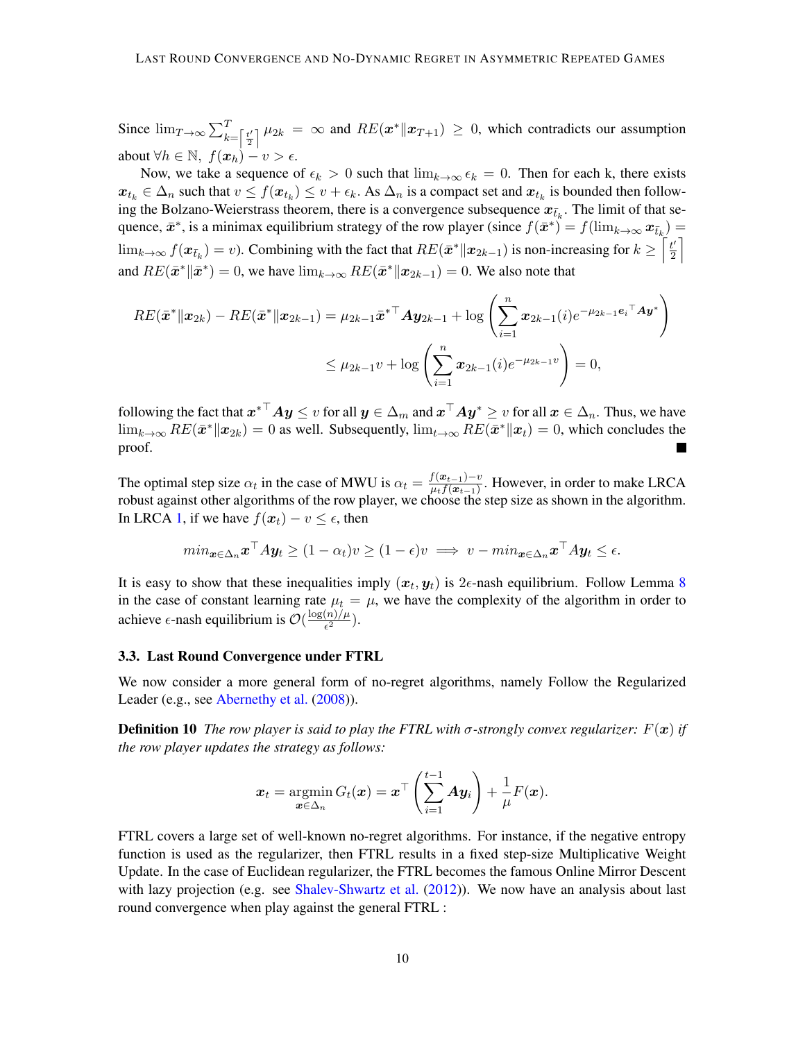Since $\lim_{T\to\infty}\sum_{k=\left\lceil \frac{t'}{2}\right\rceil}^{T}\mu_{2k} = \infty$ and $RE(\boldsymbol{x}^*\|\boldsymbol{x}_{T+1}) \geq 0$, which contradicts our assumption about $\forall h \in \mathbb{N},\ f(\boldsymbol{x}_h) - v > \epsilon$.

Now, we take a sequence of $\epsilon_k > 0$ such that $\lim_{k\to\infty}\epsilon_k = 0$. Then for each k, there exists $\boldsymbol{x}_{t_k} \in \Delta_n$ such that $v \leq f(\boldsymbol{x}_{t_k}) \leq v + \epsilon_k$. As $\Delta_n$ is a compact set and $\boldsymbol{x}_{t_k}$ is bounded then following the Bolzano-Weierstrass theorem, there is a convergence subsequence $\boldsymbol{x}_{\bar{t}_k}$. The limit of that sequence, $\bar{\boldsymbol{x}}^*$, is a minimax equilibrium strategy of the row player (since $f(\bar{\boldsymbol{x}}^*) = f(\lim_{k\to\infty}\boldsymbol{x}_{\bar{t}_k}) = \lim_{k\to\infty} f(\boldsymbol{x}_{\bar{t}_k}) = v$). Combining with the fact that $RE(\bar{\boldsymbol{x}}^*\|\boldsymbol{x}_{2k-1})$ is non-increasing for $k \geq \left\lceil \frac{t'}{2}\right\rceil$ and $RE(\bar{\boldsymbol{x}}^*\|\bar{\boldsymbol{x}}^*) = 0$, we have $\lim_{k\to\infty} RE(\bar{\boldsymbol{x}}^*\|\boldsymbol{x}_{2k-1}) = 0$. We also note that

$$
\begin{aligned}
RE(\bar{\boldsymbol{x}}^*\|\boldsymbol{x}_{2k}) - RE(\bar{\boldsymbol{x}}^*\|\boldsymbol{x}_{2k-1}) &= \mu_{2k-1}\bar{\boldsymbol{x}}^{*\top}\boldsymbol{A}\boldsymbol{y}_{2k-1} + \log\left(\sum_{i=1}^{n}\boldsymbol{x}_{2k-1}(i)e^{-\mu_{2k-1}\boldsymbol{e}_i^\top\boldsymbol{A}\boldsymbol{y}^*}\right) \\
&\leq \mu_{2k-1}v + \log\left(\sum_{i=1}^{n}\boldsymbol{x}_{2k-1}(i)e^{-\mu_{2k-1}v}\right) = 0,
\end{aligned}
$$

following the fact that $\boldsymbol{x}^{*\top}\boldsymbol{A}\boldsymbol{y} \leq v$ for all $\boldsymbol{y} \in \Delta_m$ and $\boldsymbol{x}^\top\boldsymbol{A}\boldsymbol{y}^* \geq v$ for all $\boldsymbol{x} \in \Delta_n$. Thus, we have $\lim_{k\to\infty} RE(\bar{\boldsymbol{x}}^*\|\boldsymbol{x}_{2k}) = 0$ as well. Subsequently, $\lim_{t\to\infty} RE(\bar{\boldsymbol{x}}^*\|\boldsymbol{x}_t) = 0$, which concludes the proof. ∎

The optimal step size $\alpha_t$ in the case of MWU is $\alpha_t = \frac{f(\boldsymbol{x}_{t-1})-v}{\mu_t f(\boldsymbol{x}_{t-1})}$. However, in order to make LRCA robust against other algorithms of the row player, we choose the step size as shown in the algorithm. In LRCA 1, if we have $f(\boldsymbol{x}_t) - v \leq \epsilon$, then

$$
min_{\boldsymbol{x}\in\Delta_n}\boldsymbol{x}^\top A\boldsymbol{y}_t \geq (1-\alpha_t)v \geq (1-\epsilon)v \implies v - min_{\boldsymbol{x}\in\Delta_n}\boldsymbol{x}^\top A\boldsymbol{y}_t \leq \epsilon.
$$

It is easy to show that these inequalities imply $(\boldsymbol{x}_t, \boldsymbol{y}_t)$ is $2\epsilon$-nash equilibrium. Follow Lemma 8 in the case of constant learning rate $\mu_t = \mu$, we have the complexity of the algorithm in order to achieve $\epsilon$-nash equilibrium is $\mathcal{O}(\frac{\log(n)/\mu}{\epsilon^2})$.

### 3.3. Last Round Convergence under FTRL

We now consider a more general form of no-regret algorithms, namely Follow the Regularized Leader (e.g., see Abernethy et al. (2008)).

**Definition 10** *The row player is said to play the FTRL with $\sigma$-strongly convex regularizer: $F(\boldsymbol{x})$ if the row player updates the strategy as follows:*

$$
\boldsymbol{x}_t = \operatorname*{argmin}_{\boldsymbol{x}\in\Delta_n} G_t(\boldsymbol{x}) = \boldsymbol{x}^\top\left(\sum_{i=1}^{t-1}\boldsymbol{A}\boldsymbol{y}_i\right) + \frac{1}{\mu}F(\boldsymbol{x}).
$$

FTRL covers a large set of well-known no-regret algorithms. For instance, if the negative entropy function is used as the regularizer, then FTRL results in a fixed step-size Multiplicative Weight Update. In the case of Euclidean regularizer, the FTRL becomes the famous Online Mirror Descent with lazy projection (e.g. see Shalev-Shwartz et al. (2012)). We now have an analysis about last round convergence when play against the general FTRL :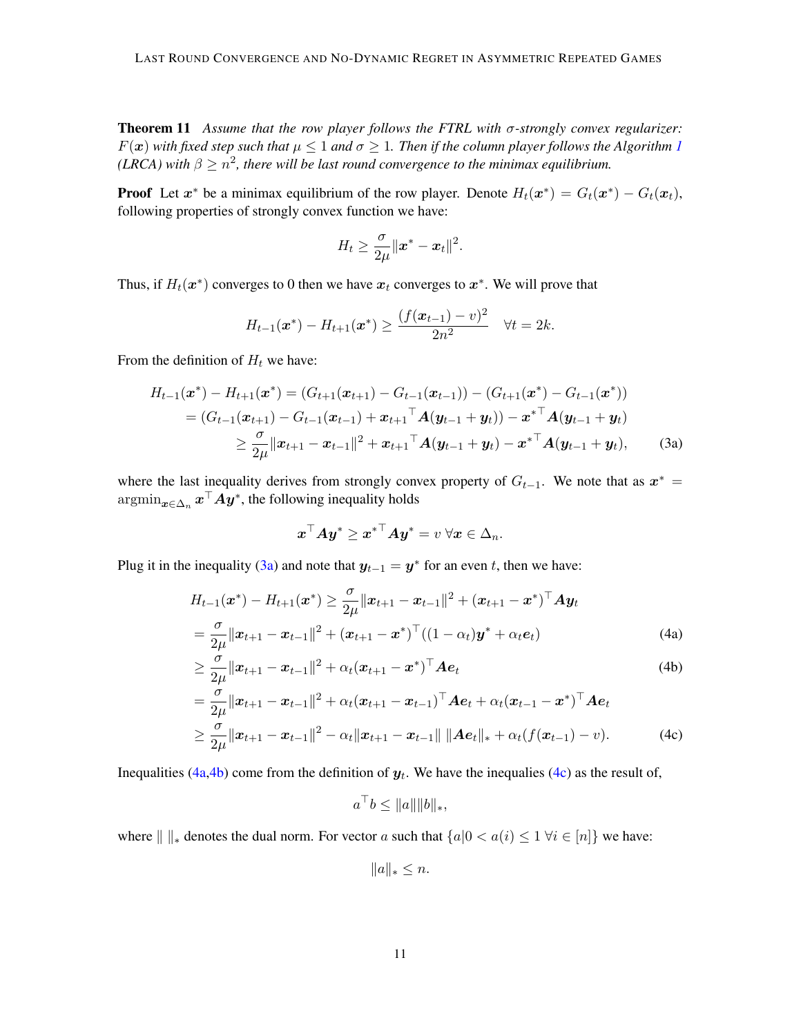**Theorem 11** *Assume that the row player follows the FTRL with $\sigma$-strongly convex regularizer: $F(\boldsymbol{x})$ with fixed step such that $\mu \leq 1$ and $\sigma \geq 1$. Then if the column player follows the Algorithm 1 (LRCA) with $\beta \geq n^2$, there will be last round convergence to the minimax equilibrium.*

**Proof** Let $\boldsymbol{x}^*$ be a minimax equilibrium of the row player. Denote $H_t(\boldsymbol{x}^*) = G_t(\boldsymbol{x}^*) - G_t(\boldsymbol{x}_t)$, following properties of strongly convex function we have:

$$H_t \geq \frac{\sigma}{2\mu}\|\boldsymbol{x}^* - \boldsymbol{x}_t\|^2.$$

Thus, if $H_t(\boldsymbol{x}^*)$ converges to 0 then we have $\boldsymbol{x}_t$ converges to $\boldsymbol{x}^*$. We will prove that

$$H_{t-1}(\boldsymbol{x}^*) - H_{t+1}(\boldsymbol{x}^*) \geq \frac{(f(\boldsymbol{x}_{t-1}) - v)^2}{2n^2} \quad \forall t = 2k.$$

From the definition of $H_t$ we have:

$$\begin{aligned}
H_{t-1}(\boldsymbol{x}^*) - H_{t+1}(\boldsymbol{x}^*) &= (G_{t+1}(\boldsymbol{x}_{t+1}) - G_{t-1}(\boldsymbol{x}_{t-1})) - (G_{t+1}(\boldsymbol{x}^*) - G_{t-1}(\boldsymbol{x}^*)) \\
&= (G_{t-1}(\boldsymbol{x}_{t+1}) - G_{t-1}(\boldsymbol{x}_{t-1}) + {\boldsymbol{x}_{t+1}}^\top \boldsymbol{A}(\boldsymbol{y}_{t-1} + \boldsymbol{y}_t)) - {\boldsymbol{x}^*}^\top \boldsymbol{A}(\boldsymbol{y}_{t-1} + \boldsymbol{y}_t) \\
&\geq \frac{\sigma}{2\mu}\|\boldsymbol{x}_{t+1} - \boldsymbol{x}_{t-1}\|^2 + {\boldsymbol{x}_{t+1}}^\top \boldsymbol{A}(\boldsymbol{y}_{t-1} + \boldsymbol{y}_t) - {\boldsymbol{x}^*}^\top \boldsymbol{A}(\boldsymbol{y}_{t-1} + \boldsymbol{y}_t), \qquad \text{(3a)}
\end{aligned}$$

where the last inequality derives from strongly convex property of $G_{t-1}$. We note that as $\boldsymbol{x}^* = \operatorname{argmin}_{\boldsymbol{x} \in \Delta_n} \boldsymbol{x}^\top \boldsymbol{A}\boldsymbol{y}^*$, the following inequality holds

$$\boldsymbol{x}^\top \boldsymbol{A}\boldsymbol{y}^* \geq {\boldsymbol{x}^*}^\top \boldsymbol{A}\boldsymbol{y}^* = v \;\forall \boldsymbol{x} \in \Delta_n.$$

Plug it in the inequality (3a) and note that $\boldsymbol{y}_{t-1} = \boldsymbol{y}^*$ for an even $t$, then we have:

$$\begin{aligned}
H_{t-1}(\boldsymbol{x}^*) - H_{t+1}(\boldsymbol{x}^*) &\geq \frac{\sigma}{2\mu}\|\boldsymbol{x}_{t+1} - \boldsymbol{x}_{t-1}\|^2 + (\boldsymbol{x}_{t+1} - \boldsymbol{x}^*)^\top \boldsymbol{A}\boldsymbol{y}_t \\
&= \frac{\sigma}{2\mu}\|\boldsymbol{x}_{t+1} - \boldsymbol{x}_{t-1}\|^2 + (\boldsymbol{x}_{t+1} - \boldsymbol{x}^*)^\top((1-\alpha_t)\boldsymbol{y}^* + \alpha_t \boldsymbol{e}_t) \qquad \text{(4a)} \\
&\geq \frac{\sigma}{2\mu}\|\boldsymbol{x}_{t+1} - \boldsymbol{x}_{t-1}\|^2 + \alpha_t(\boldsymbol{x}_{t+1} - \boldsymbol{x}^*)^\top \boldsymbol{A}\boldsymbol{e}_t \qquad \text{(4b)} \\
&= \frac{\sigma}{2\mu}\|\boldsymbol{x}_{t+1} - \boldsymbol{x}_{t-1}\|^2 + \alpha_t(\boldsymbol{x}_{t+1} - \boldsymbol{x}_{t-1})^\top \boldsymbol{A}\boldsymbol{e}_t + \alpha_t(\boldsymbol{x}_{t-1} - \boldsymbol{x}^*)^\top \boldsymbol{A}\boldsymbol{e}_t \\
&\geq \frac{\sigma}{2\mu}\|\boldsymbol{x}_{t+1} - \boldsymbol{x}_{t-1}\|^2 - \alpha_t\|\boldsymbol{x}_{t+1} - \boldsymbol{x}_{t-1}\|\,\|\boldsymbol{A}\boldsymbol{e}_t\|_* + \alpha_t(f(\boldsymbol{x}_{t-1}) - v). \qquad \text{(4c)}
\end{aligned}$$

Inequalities (4a,4b) come from the definition of $\boldsymbol{y}_t$. We have the inequalies (4c) as the result of,

$$a^\top b \leq \|a\|\|b\|_*,$$

where $\|\ \|_*$ denotes the dual norm. For vector $a$ such that $\{a | 0 < a(i) \leq 1 \;\forall i \in [n]\}$ we have:

$$\|a\|_* \leq n.$$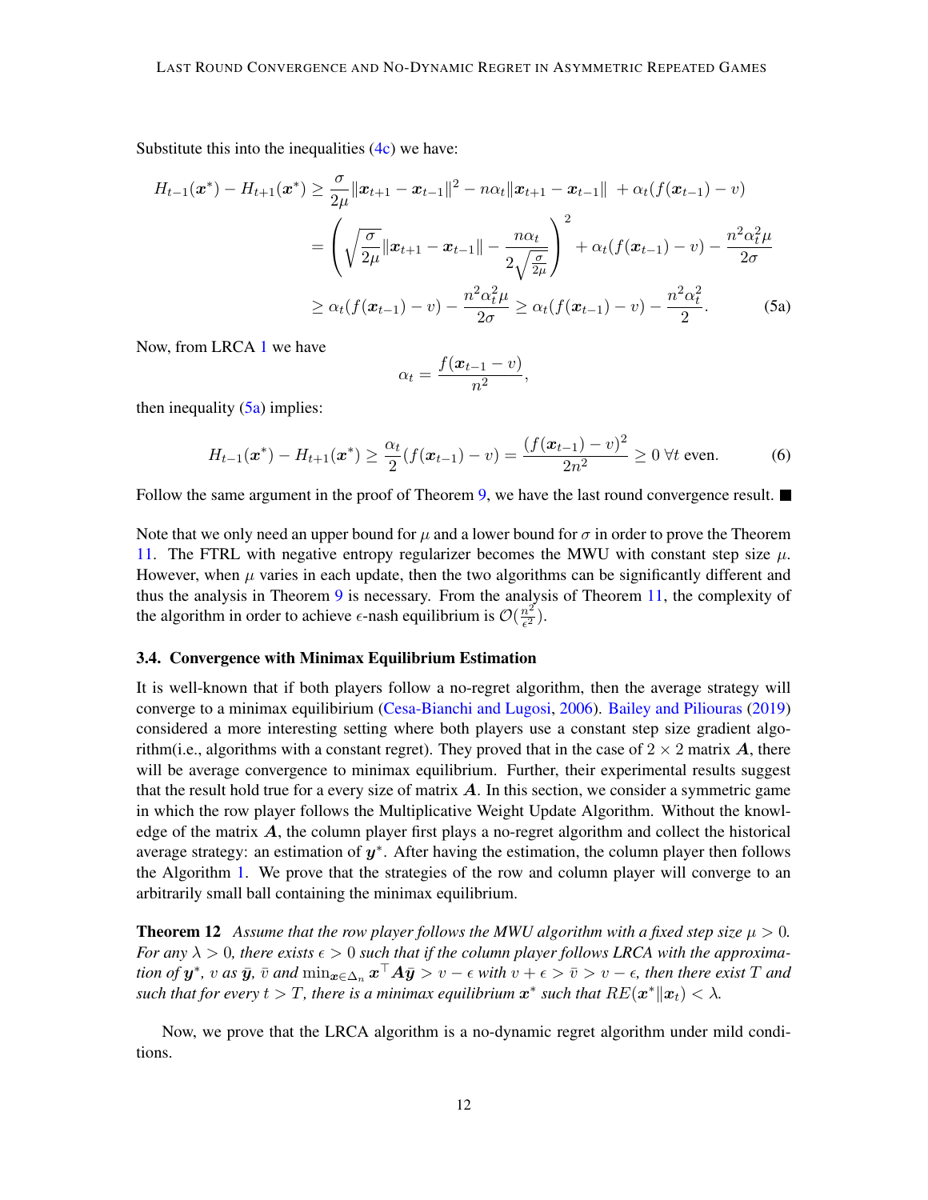Substitute this into the inequalities (4c) we have:

$$
\begin{aligned}
H_{t-1}(\boldsymbol{x}^*) - H_{t+1}(\boldsymbol{x}^*) &\geq \frac{\sigma}{2\mu}\|\boldsymbol{x}_{t+1} - \boldsymbol{x}_{t-1}\|^2 - n\alpha_t\|\boldsymbol{x}_{t+1} - \boldsymbol{x}_{t-1}\| \; + \alpha_t(f(\boldsymbol{x}_{t-1}) - v) \\
&= \left(\sqrt{\frac{\sigma}{2\mu}}\|\boldsymbol{x}_{t+1} - \boldsymbol{x}_{t-1}\| - \frac{n\alpha_t}{2\sqrt{\frac{\sigma}{2\mu}}}\right)^2 + \alpha_t(f(\boldsymbol{x}_{t-1}) - v) - \frac{n^2\alpha_t^2\mu}{2\sigma} \\
&\geq \alpha_t(f(\boldsymbol{x}_{t-1}) - v) - \frac{n^2\alpha_t^2\mu}{2\sigma} \geq \alpha_t(f(\boldsymbol{x}_{t-1}) - v) - \frac{n^2\alpha_t^2}{2}.
\end{aligned} \tag{5a}
$$

Now, from LRCA 1 we have

$$
\alpha_t = \frac{f(\boldsymbol{x}_{t-1} - v)}{n^2},
$$

then inequality (5a) implies:

$$
H_{t-1}(\boldsymbol{x}^*) - H_{t+1}(\boldsymbol{x}^*) \geq \frac{\alpha_t}{2}(f(\boldsymbol{x}_{t-1}) - v) = \frac{(f(\boldsymbol{x}_{t-1}) - v)^2}{2n^2} \geq 0 \;\forall t \text{ even.} \tag{6}
$$

Follow the same argument in the proof of Theorem 9, we have the last round convergence result. ∎

Note that we only need an upper bound for $\mu$ and a lower bound for $\sigma$ in order to prove the Theorem 11. The FTRL with negative entropy regularizer becomes the MWU with constant step size $\mu$. However, when $\mu$ varies in each update, then the two algorithms can be significantly different and thus the analysis in Theorem 9 is necessary. From the analysis of Theorem 11, the complexity of the algorithm in order to achieve $\epsilon$-nash equilibrium is $\mathcal{O}(\frac{n^2}{\epsilon^2})$.

### 3.4. Convergence with Minimax Equilibrium Estimation

It is well-known that if both players follow a no-regret algorithm, then the average strategy will converge to a minimax equilibirium (Cesa-Bianchi and Lugosi, 2006). Bailey and Piliouras (2019) considered a more interesting setting where both players use a constant step size gradient algorithm(i.e., algorithms with a constant regret). They proved that in the case of $2 \times 2$ matrix $\boldsymbol{A}$, there will be average convergence to minimax equilibrium. Further, their experimental results suggest that the result hold true for a every size of matrix $\boldsymbol{A}$. In this section, we consider a symmetric game in which the row player follows the Multiplicative Weight Update Algorithm. Without the knowledge of the matrix $\boldsymbol{A}$, the column player first plays a no-regret algorithm and collect the historical average strategy: an estimation of $\boldsymbol{y}^*$. After having the estimation, the column player then follows the Algorithm 1. We prove that the strategies of the row and column player will converge to an arbitrarily small ball containing the minimax equilibrium.

**Theorem 12** *Assume that the row player follows the MWU algorithm with a fixed step size $\mu > 0$. For any $\lambda > 0$, there exists $\epsilon > 0$ such that if the column player follows LRCA with the approximation of $\boldsymbol{y}^*$, $v$ as $\bar{\boldsymbol{y}}$, $\bar{v}$ and $\min_{\boldsymbol{x} \in \Delta_n} \boldsymbol{x}^\top \boldsymbol{A} \bar{\boldsymbol{y}} > v - \epsilon$ with $v + \epsilon > \bar{v} > v - \epsilon$, then there exist $T$ and such that for every $t > T$, there is a minimax equilibrium $\boldsymbol{x}^*$ such that $RE(\boldsymbol{x}^* \| \boldsymbol{x}_t) < \lambda$.*

Now, we prove that the LRCA algorithm is a no-dynamic regret algorithm under mild conditions.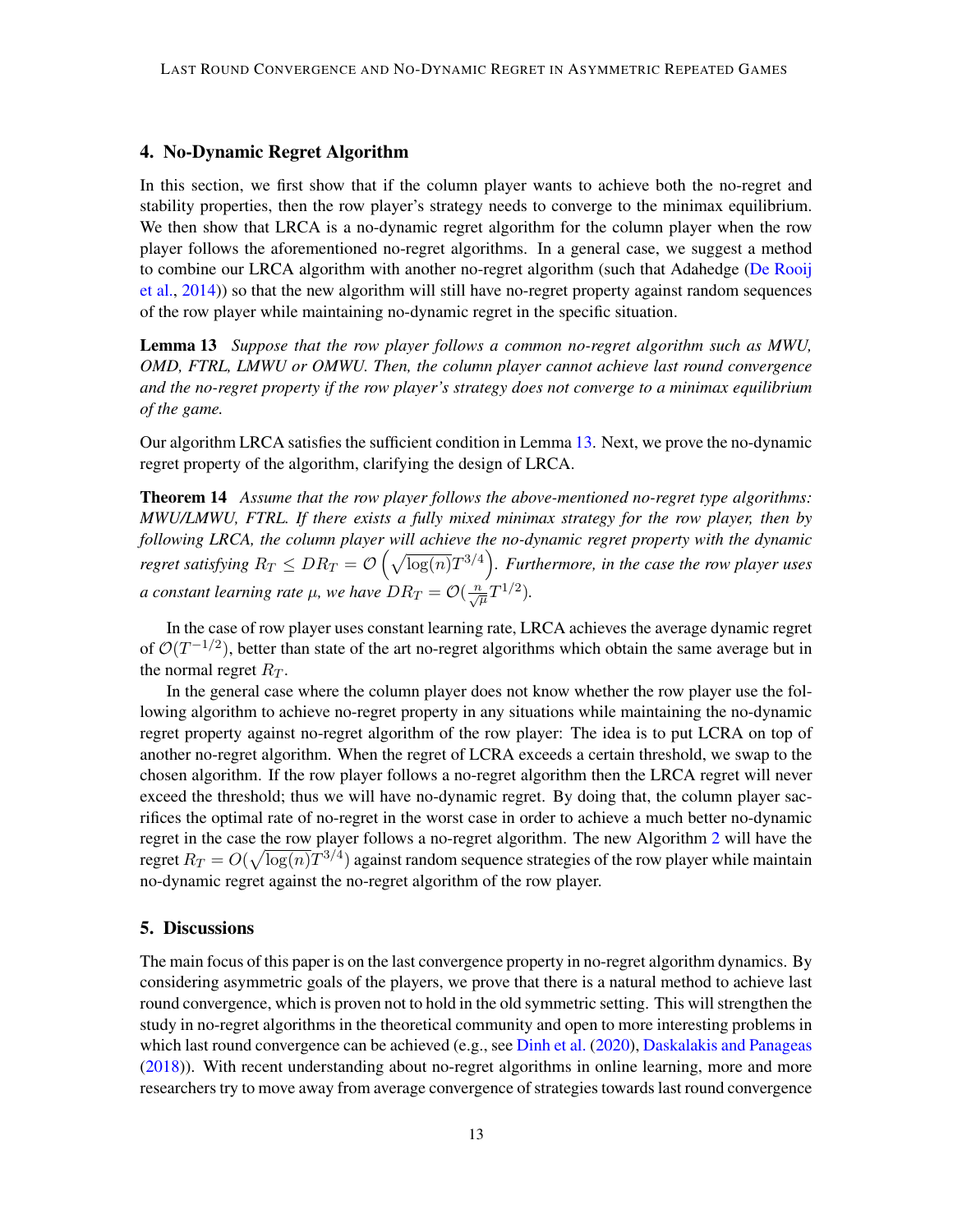## 4. No-Dynamic Regret Algorithm

In this section, we first show that if the column player wants to achieve both the no-regret and stability properties, then the row player's strategy needs to converge to the minimax equilibrium. We then show that LRCA is a no-dynamic regret algorithm for the column player when the row player follows the aforementioned no-regret algorithms. In a general case, we suggest a method to combine our LRCA algorithm with another no-regret algorithm (such that Adahedge (De Rooij et al., 2014)) so that the new algorithm will still have no-regret property against random sequences of the row player while maintaining no-dynamic regret in the specific situation.

**Lemma 13** *Suppose that the row player follows a common no-regret algorithm such as MWU, OMD, FTRL, LMWU or OMWU. Then, the column player cannot achieve last round convergence and the no-regret property if the row player's strategy does not converge to a minimax equilibrium of the game.*

Our algorithm LRCA satisfies the sufficient condition in Lemma 13. Next, we prove the no-dynamic regret property of the algorithm, clarifying the design of LRCA.

**Theorem 14** *Assume that the row player follows the above-mentioned no-regret type algorithms: MWU/LMWU, FTRL. If there exists a fully mixed minimax strategy for the row player, then by following LRCA, the column player will achieve the no-dynamic regret property with the dynamic regret satisfying* $R_T \leq DR_T = \mathcal{O}\left(\sqrt{\log(n)}T^{3/4}\right)$. *Furthermore, in the case the row player uses a constant learning rate* $\mu$, *we have* $DR_T = \mathcal{O}(\frac{n}{\sqrt{\mu}}T^{1/2})$.

In the case of row player uses constant learning rate, LRCA achieves the average dynamic regret of $\mathcal{O}(T^{-1/2})$, better than state of the art no-regret algorithms which obtain the same average but in the normal regret $R_T$.

In the general case where the column player does not know whether the row player use the following algorithm to achieve no-regret property in any situations while maintaining the no-dynamic regret property against no-regret algorithm of the row player: The idea is to put LCRA on top of another no-regret algorithm. When the regret of LCRA exceeds a certain threshold, we swap to the chosen algorithm. If the row player follows a no-regret algorithm then the LRCA regret will never exceed the threshold; thus we will have no-dynamic regret. By doing that, the column player sacrifices the optimal rate of no-regret in the worst case in order to achieve a much better no-dynamic regret in the case the row player follows a no-regret algorithm. The new Algorithm 2 will have the regret $R_T = O(\sqrt{\log(n)}T^{3/4})$ against random sequence strategies of the row player while maintain no-dynamic regret against the no-regret algorithm of the row player.

## 5. Discussions

The main focus of this paper is on the last convergence property in no-regret algorithm dynamics. By considering asymmetric goals of the players, we prove that there is a natural method to achieve last round convergence, which is proven not to hold in the old symmetric setting. This will strengthen the study in no-regret algorithms in the theoretical community and open to more interesting problems in which last round convergence can be achieved (e.g., see Dinh et al. (2020), Daskalakis and Panageas (2018)). With recent understanding about no-regret algorithms in online learning, more and more researchers try to move away from average convergence of strategies towards last round convergence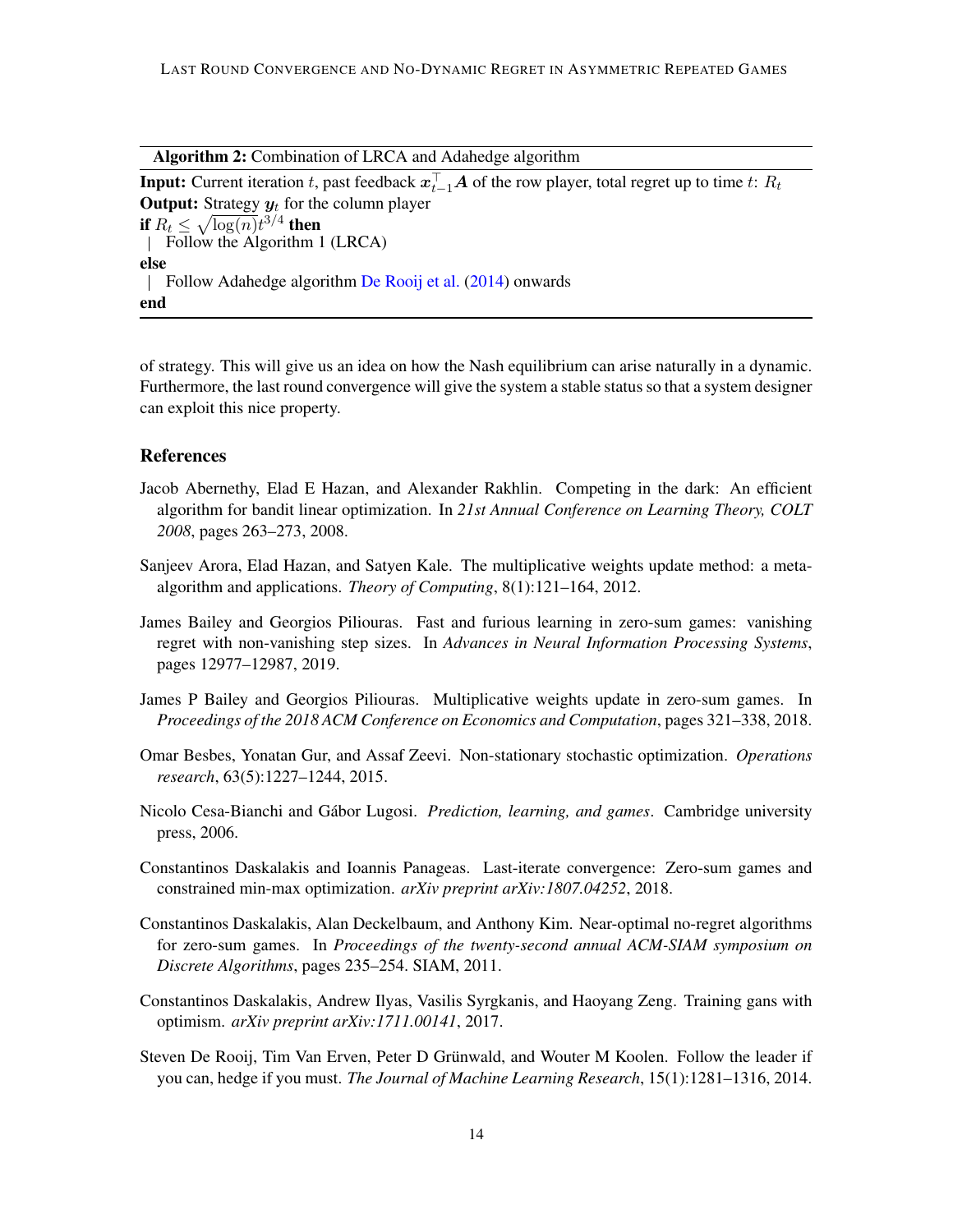**Algorithm 2:** Combination of LRCA and Adahedge algorithm

**Input:** Current iteration $t$, past feedback $\boldsymbol{x}_{t-1}^\top \boldsymbol{A}$ of the row player, total regret up to time $t$: $R_t$
**Output:** Strategy $\boldsymbol{y}_t$ for the column player
**if** $R_t \leq \sqrt{\log(n)} t^{3/4}$ **then**
  Follow the Algorithm 1 (LRCA)
**else**
  Follow Adahedge algorithm De Rooij et al. (2014) onwards
**end**

of strategy. This will give us an idea on how the Nash equilibrium can arise naturally in a dynamic. Furthermore, the last round convergence will give the system a stable status so that a system designer can exploit this nice property.

## References

Jacob Abernethy, Elad E Hazan, and Alexander Rakhlin. Competing in the dark: An efficient algorithm for bandit linear optimization. In *21st Annual Conference on Learning Theory, COLT 2008*, pages 263–273, 2008.

Sanjeev Arora, Elad Hazan, and Satyen Kale. The multiplicative weights update method: a meta-algorithm and applications. *Theory of Computing*, 8(1):121–164, 2012.

James Bailey and Georgios Piliouras. Fast and furious learning in zero-sum games: vanishing regret with non-vanishing step sizes. In *Advances in Neural Information Processing Systems*, pages 12977–12987, 2019.

James P Bailey and Georgios Piliouras. Multiplicative weights update in zero-sum games. In *Proceedings of the 2018 ACM Conference on Economics and Computation*, pages 321–338, 2018.

Omar Besbes, Yonatan Gur, and Assaf Zeevi. Non-stationary stochastic optimization. *Operations research*, 63(5):1227–1244, 2015.

Nicolo Cesa-Bianchi and Gábor Lugosi. *Prediction, learning, and games*. Cambridge university press, 2006.

Constantinos Daskalakis and Ioannis Panageas. Last-iterate convergence: Zero-sum games and constrained min-max optimization. *arXiv preprint arXiv:1807.04252*, 2018.

Constantinos Daskalakis, Alan Deckelbaum, and Anthony Kim. Near-optimal no-regret algorithms for zero-sum games. In *Proceedings of the twenty-second annual ACM-SIAM symposium on Discrete Algorithms*, pages 235–254. SIAM, 2011.

Constantinos Daskalakis, Andrew Ilyas, Vasilis Syrgkanis, and Haoyang Zeng. Training gans with optimism. *arXiv preprint arXiv:1711.00141*, 2017.

Steven De Rooij, Tim Van Erven, Peter D Grünwald, and Wouter M Koolen. Follow the leader if you can, hedge if you must. *The Journal of Machine Learning Research*, 15(1):1281–1316, 2014.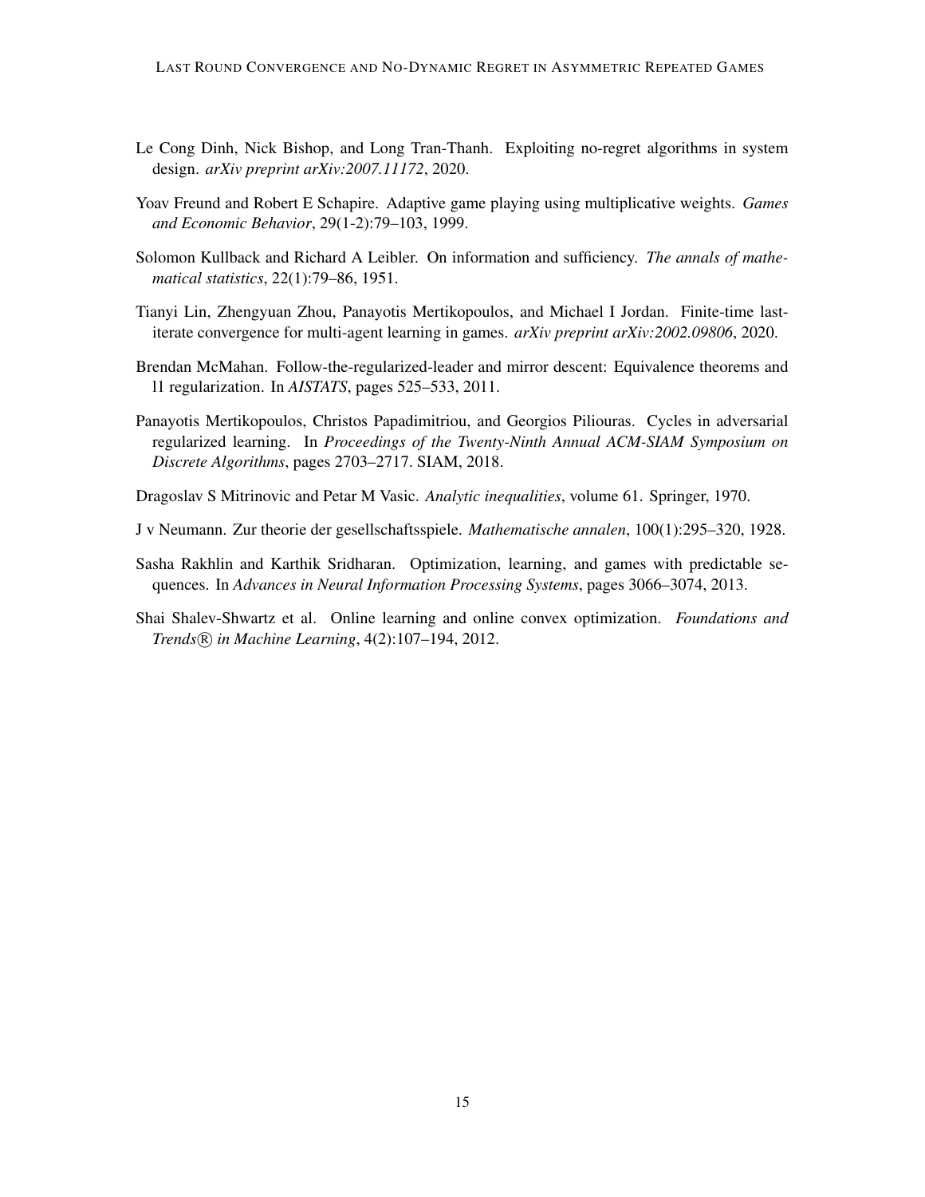Le Cong Dinh, Nick Bishop, and Long Tran-Thanh. Exploiting no-regret algorithms in system design. *arXiv preprint arXiv:2007.11172*, 2020.

Yoav Freund and Robert E Schapire. Adaptive game playing using multiplicative weights. *Games and Economic Behavior*, 29(1-2):79–103, 1999.

Solomon Kullback and Richard A Leibler. On information and sufficiency. *The annals of mathematical statistics*, 22(1):79–86, 1951.

Tianyi Lin, Zhengyuan Zhou, Panayotis Mertikopoulos, and Michael I Jordan. Finite-time last-iterate convergence for multi-agent learning in games. *arXiv preprint arXiv:2002.09806*, 2020.

Brendan McMahan. Follow-the-regularized-leader and mirror descent: Equivalence theorems and l1 regularization. In *AISTATS*, pages 525–533, 2011.

Panayotis Mertikopoulos, Christos Papadimitriou, and Georgios Piliouras. Cycles in adversarial regularized learning. In *Proceedings of the Twenty-Ninth Annual ACM-SIAM Symposium on Discrete Algorithms*, pages 2703–2717. SIAM, 2018.

Dragoslav S Mitrinovic and Petar M Vasic. *Analytic inequalities*, volume 61. Springer, 1970.

J v Neumann. Zur theorie der gesellschaftsspiele. *Mathematische annalen*, 100(1):295–320, 1928.

Sasha Rakhlin and Karthik Sridharan. Optimization, learning, and games with predictable sequences. In *Advances in Neural Information Processing Systems*, pages 3066–3074, 2013.

Shai Shalev-Shwartz et al. Online learning and online convex optimization. *Foundations and Trends® in Machine Learning*, 4(2):107–194, 2012.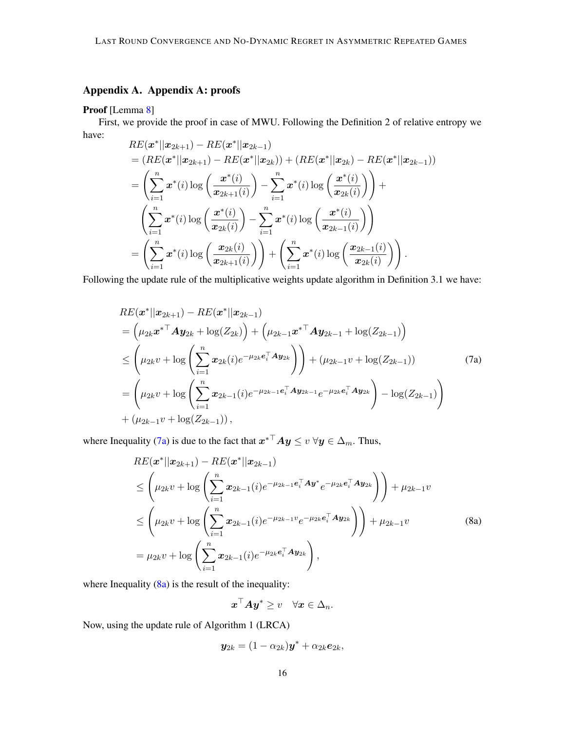## Appendix A. Appendix A: proofs

**Proof** [Lemma 8]

First, we provide the proof in case of MWU. Following the Definition 2 of relative entropy we have:

$$
\begin{aligned}
&RE(\boldsymbol{x}^*||\boldsymbol{x}_{2k+1}) - RE(\boldsymbol{x}^*||\boldsymbol{x}_{2k-1}) \\
&= (RE(\boldsymbol{x}^*||\boldsymbol{x}_{2k+1}) - RE(\boldsymbol{x}^*||\boldsymbol{x}_{2k})) + (RE(\boldsymbol{x}^*||\boldsymbol{x}_{2k}) - RE(\boldsymbol{x}^*||\boldsymbol{x}_{2k-1})) \\
&= \left(\sum_{i=1}^{n} \boldsymbol{x}^*(i) \log\left(\frac{\boldsymbol{x}^*(i)}{\boldsymbol{x}_{2k+1}(i)}\right) - \sum_{i=1}^{n} \boldsymbol{x}^*(i) \log\left(\frac{\boldsymbol{x}^*(i)}{\boldsymbol{x}_{2k}(i)}\right)\right) + \\
&\quad \left(\sum_{i=1}^{n} \boldsymbol{x}^*(i) \log\left(\frac{\boldsymbol{x}^*(i)}{\boldsymbol{x}_{2k}(i)}\right) - \sum_{i=1}^{n} \boldsymbol{x}^*(i) \log\left(\frac{\boldsymbol{x}^*(i)}{\boldsymbol{x}_{2k-1}(i)}\right)\right) \\
&= \left(\sum_{i=1}^{n} \boldsymbol{x}^*(i) \log\left(\frac{\boldsymbol{x}_{2k}(i)}{\boldsymbol{x}_{2k+1}(i)}\right)\right) + \left(\sum_{i=1}^{n} \boldsymbol{x}^*(i) \log\left(\frac{\boldsymbol{x}_{2k-1}(i)}{\boldsymbol{x}_{2k}(i)}\right)\right).
\end{aligned}
$$

Following the update rule of the multiplicative weights update algorithm in Definition 3.1 we have:

$$
\begin{aligned}
&RE(\boldsymbol{x}^*||\boldsymbol{x}_{2k+1}) - RE(\boldsymbol{x}^*||\boldsymbol{x}_{2k-1}) \\
&= \left(\mu_{2k}\boldsymbol{x}^{*\top}\boldsymbol{A}\boldsymbol{y}_{2k} + \log(Z_{2k})\right) + \left(\mu_{2k-1}\boldsymbol{x}^{*\top}\boldsymbol{A}\boldsymbol{y}_{2k-1} + \log(Z_{2k-1})\right) \\
&\leq \left(\mu_{2k}v + \log\left(\sum_{i=1}^{n} \boldsymbol{x}_{2k}(i) e^{-\mu_{2k}\boldsymbol{e}_i^\top \boldsymbol{A}\boldsymbol{y}_{2k}}\right)\right) + (\mu_{2k-1}v + \log(Z_{2k-1})) \qquad \text{(7a)} \\
&= \left(\mu_{2k}v + \log\left(\sum_{i=1}^{n} \boldsymbol{x}_{2k-1}(i) e^{-\mu_{2k-1}\boldsymbol{e}_i^\top \boldsymbol{A}\boldsymbol{y}_{2k-1}} e^{-\mu_{2k}\boldsymbol{e}_i^\top \boldsymbol{A}\boldsymbol{y}_{2k}}\right) - \log(Z_{2k-1})\right) \\
&\quad + (\mu_{2k-1}v + \log(Z_{2k-1})),
\end{aligned}
$$

where Inequality (7a) is due to the fact that $\boldsymbol{x}^{*\top}\boldsymbol{A}\boldsymbol{y} \leq v \ \forall \boldsymbol{y} \in \Delta_m$. Thus,

$$
\begin{aligned}
&RE(\boldsymbol{x}^*||\boldsymbol{x}_{2k+1}) - RE(\boldsymbol{x}^*||\boldsymbol{x}_{2k-1}) \\
&\leq \left(\mu_{2k}v + \log\left(\sum_{i=1}^{n} \boldsymbol{x}_{2k-1}(i) e^{-\mu_{2k-1}\boldsymbol{e}_i^\top \boldsymbol{A}\boldsymbol{y}^*} e^{-\mu_{2k}\boldsymbol{e}_i^\top \boldsymbol{A}\boldsymbol{y}_{2k}}\right)\right) + \mu_{2k-1}v \\
&\leq \left(\mu_{2k}v + \log\left(\sum_{i=1}^{n} \boldsymbol{x}_{2k-1}(i) e^{-\mu_{2k-1}v} e^{-\mu_{2k}\boldsymbol{e}_i^\top \boldsymbol{A}\boldsymbol{y}_{2k}}\right)\right) + \mu_{2k-1}v \qquad \text{(8a)} \\
&= \mu_{2k}v + \log\left(\sum_{i=1}^{n} \boldsymbol{x}_{2k-1}(i) e^{-\mu_{2k}\boldsymbol{e}_i^\top \boldsymbol{A}\boldsymbol{y}_{2k}}\right),
\end{aligned}
$$

where Inequality (8a) is the result of the inequality:

$$
\boldsymbol{x}^\top \boldsymbol{A}\boldsymbol{y}^* \geq v \quad \forall \boldsymbol{x} \in \Delta_n.
$$

Now, using the update rule of Algorithm 1 (LRCA)

$$
\boldsymbol{y}_{2k} = (1 - \alpha_{2k})\boldsymbol{y}^* + \alpha_{2k}\boldsymbol{e}_{2k},
$$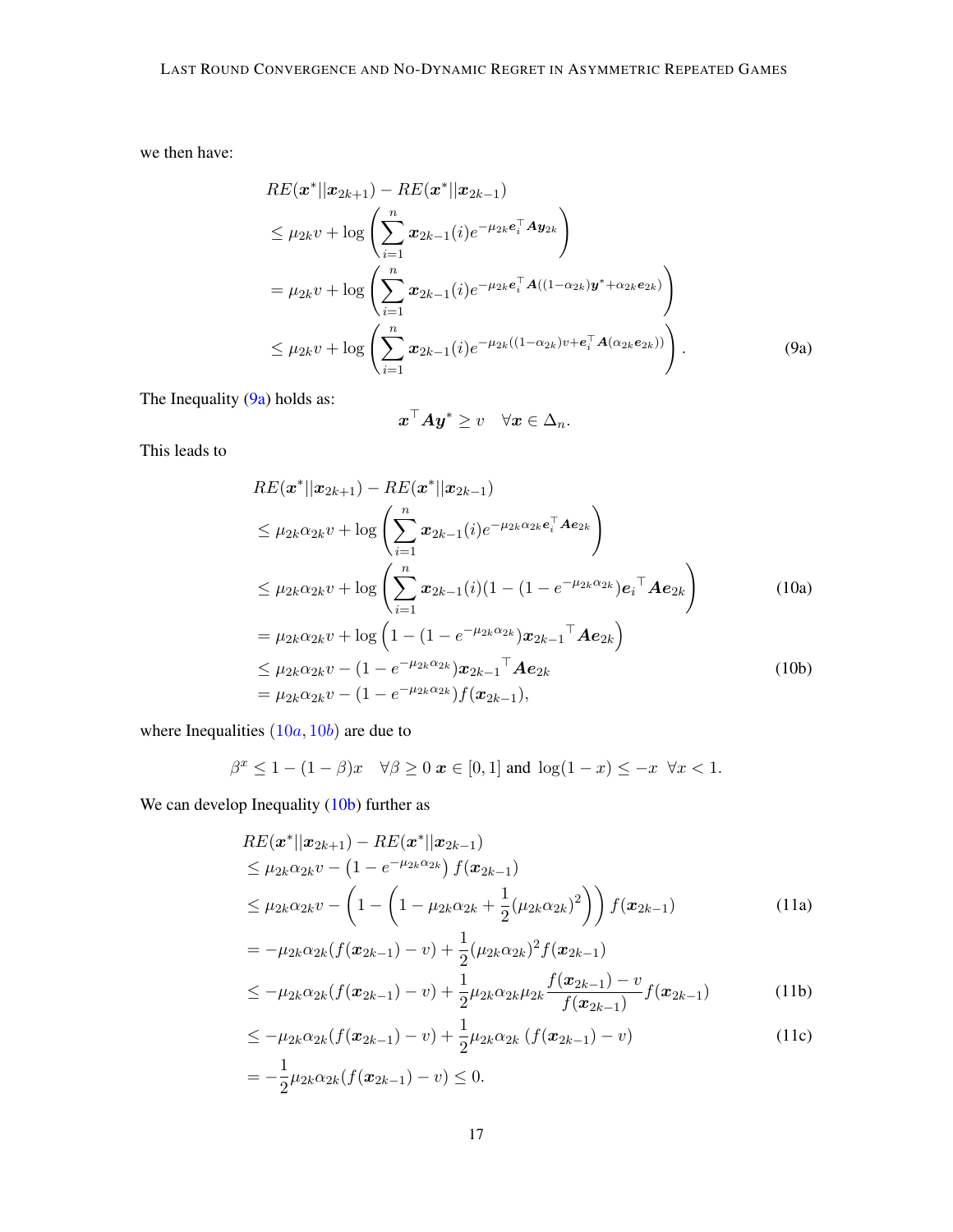we then have:

$$
\begin{aligned}
& RE(\boldsymbol{x}^*||\boldsymbol{x}_{2k+1}) - RE(\boldsymbol{x}^*||\boldsymbol{x}_{2k-1}) \\
& \leq \mu_{2k} v + \log\left(\sum_{i=1}^{n} \boldsymbol{x}_{2k-1}(i) e^{-\mu_{2k} \boldsymbol{e}_i^\top \boldsymbol{A} \boldsymbol{y}_{2k}}\right) \\
& = \mu_{2k} v + \log\left(\sum_{i=1}^{n} \boldsymbol{x}_{2k-1}(i) e^{-\mu_{2k} \boldsymbol{e}_i^\top \boldsymbol{A}((1-\alpha_{2k})\boldsymbol{y}^* + \alpha_{2k} \boldsymbol{e}_{2k})}\right) \\
& \leq \mu_{2k} v + \log\left(\sum_{i=1}^{n} \boldsymbol{x}_{2k-1}(i) e^{-\mu_{2k}((1-\alpha_{2k})v + \boldsymbol{e}_i^\top \boldsymbol{A}(\alpha_{2k} \boldsymbol{e}_{2k}))}\right). \qquad (9a)
\end{aligned}
$$

The Inequality (9a) holds as:

$$
\boldsymbol{x}^\top \boldsymbol{A} \boldsymbol{y}^* \geq v \quad \forall \boldsymbol{x} \in \Delta_n.
$$

This leads to

$$
\begin{aligned}
& RE(\boldsymbol{x}^*||\boldsymbol{x}_{2k+1}) - RE(\boldsymbol{x}^*||\boldsymbol{x}_{2k-1}) \\
& \leq \mu_{2k}\alpha_{2k} v + \log\left(\sum_{i=1}^{n} \boldsymbol{x}_{2k-1}(i) e^{-\mu_{2k}\alpha_{2k} \boldsymbol{e}_i^\top \boldsymbol{A} \boldsymbol{e}_{2k}}\right) \\
& \leq \mu_{2k}\alpha_{2k} v + \log\left(\sum_{i=1}^{n} \boldsymbol{x}_{2k-1}(i)(1 - (1 - e^{-\mu_{2k}\alpha_{2k}}) \boldsymbol{e}_i{}^\top \boldsymbol{A} \boldsymbol{e}_{2k}\right) \qquad (10a) \\
& = \mu_{2k}\alpha_{2k} v + \log\left(1 - (1 - e^{-\mu_{2k}\alpha_{2k}}) \boldsymbol{x}_{2k-1}{}^\top \boldsymbol{A} \boldsymbol{e}_{2k}\right) \\
& \leq \mu_{2k}\alpha_{2k} v - (1 - e^{-\mu_{2k}\alpha_{2k}}) \boldsymbol{x}_{2k-1}{}^\top \boldsymbol{A} \boldsymbol{e}_{2k} \qquad (10b) \\
& = \mu_{2k}\alpha_{2k} v - (1 - e^{-\mu_{2k}\alpha_{2k}}) f(\boldsymbol{x}_{2k-1}),
\end{aligned}
$$

where Inequalities ($10a$, $10b$) are due to

$$
\beta^x \leq 1 - (1-\beta)x \quad \forall \beta \geq 0 \ \boldsymbol{x} \in [0,1] \text{ and } \log(1-x) \leq -x \ \ \forall x < 1.
$$

We can develop Inequality (10b) further as

$$
\begin{aligned}
& RE(\boldsymbol{x}^*||\boldsymbol{x}_{2k+1}) - RE(\boldsymbol{x}^*||\boldsymbol{x}_{2k-1}) \\
& \leq \mu_{2k}\alpha_{2k} v - \left(1 - e^{-\mu_{2k}\alpha_{2k}}\right) f(\boldsymbol{x}_{2k-1}) \\
& \leq \mu_{2k}\alpha_{2k} v - \left(1 - \left(1 - \mu_{2k}\alpha_{2k} + \frac{1}{2}(\mu_{2k}\alpha_{2k})^2\right)\right) f(\boldsymbol{x}_{2k-1}) \qquad (11a) \\
& = -\mu_{2k}\alpha_{2k}(f(\boldsymbol{x}_{2k-1}) - v) + \frac{1}{2}(\mu_{2k}\alpha_{2k})^2 f(\boldsymbol{x}_{2k-1}) \\
& \leq -\mu_{2k}\alpha_{2k}(f(\boldsymbol{x}_{2k-1}) - v) + \frac{1}{2}\mu_{2k}\alpha_{2k}\mu_{2k} \frac{f(\boldsymbol{x}_{2k-1}) - v}{f(\boldsymbol{x}_{2k-1})} f(\boldsymbol{x}_{2k-1}) \qquad (11b) \\
& \leq -\mu_{2k}\alpha_{2k}(f(\boldsymbol{x}_{2k-1}) - v) + \frac{1}{2}\mu_{2k}\alpha_{2k} \left(f(\boldsymbol{x}_{2k-1}) - v\right) \qquad (11c) \\
& = -\frac{1}{2}\mu_{2k}\alpha_{2k}(f(\boldsymbol{x}_{2k-1}) - v) \leq 0.
\end{aligned}
$$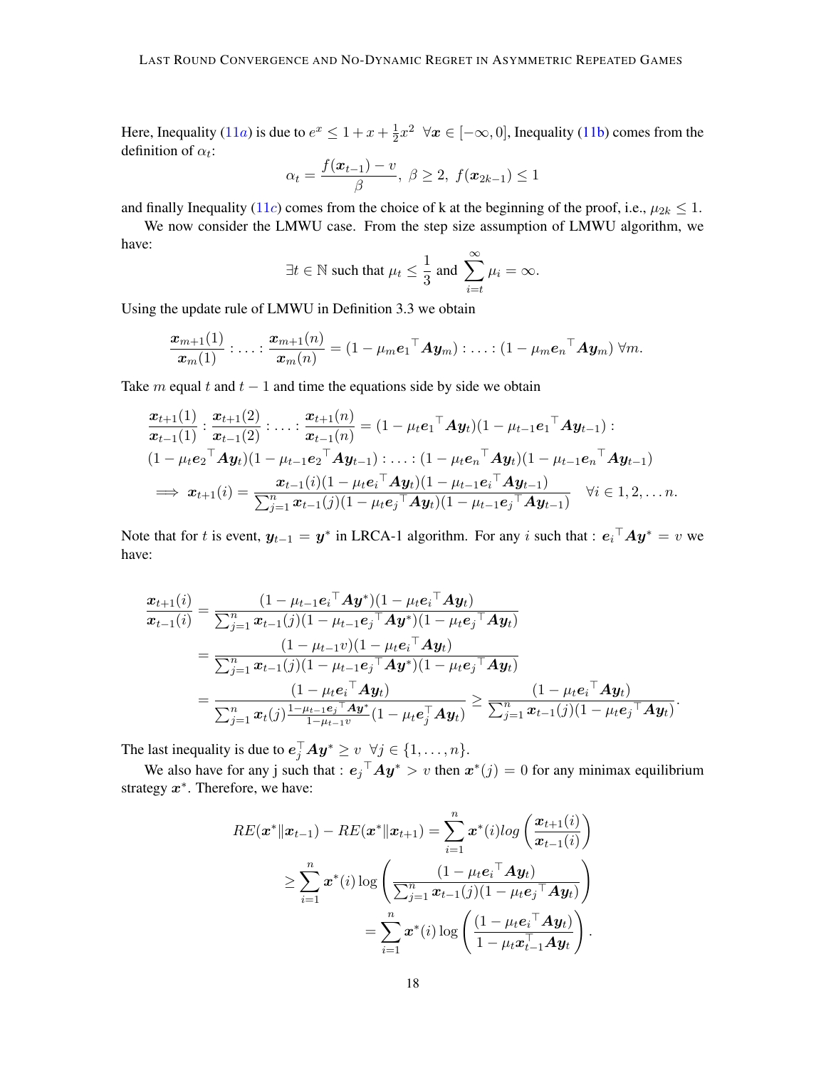Here, Inequality ($11a$) is due to $e^x \le 1 + x + \frac{1}{2}x^2 \;\; \forall x \in [-\infty, 0]$, Inequality (11b) comes from the definition of $\alpha_t$:

$$\alpha_t = \frac{f(\boldsymbol{x}_{t-1}) - v}{\beta}, \;\beta \geq 2, \; f(\boldsymbol{x}_{2k-1}) \leq 1$$

and finally Inequality ($11c$) comes from the choice of k at the beginning of the proof, i.e., $\mu_{2k} \le 1$.

We now consider the LMWU case. From the step size assumption of LMWU algorithm, we have:

$$\exists t \in \mathbb{N} \text{ such that } \mu_t \leq \frac{1}{3} \text{ and } \sum_{i=t}^{\infty} \mu_i = \infty.$$

Using the update rule of LMWU in Definition 3.3 we obtain

$$\frac{\boldsymbol{x}_{m+1}(1)}{\boldsymbol{x}_m(1)} : \ldots : \frac{\boldsymbol{x}_{m+1}(n)}{\boldsymbol{x}_m(n)} = (1 - \mu_m {\boldsymbol{e}_1}^\top \boldsymbol{A}\boldsymbol{y}_m) : \ldots : (1 - \mu_m {\boldsymbol{e}_n}^\top \boldsymbol{A}\boldsymbol{y}_m) \;\forall m.$$

Take $m$ equal $t$ and $t-1$ and time the equations side by side we obtain

$$\begin{aligned}
&\frac{\boldsymbol{x}_{t+1}(1)}{\boldsymbol{x}_{t-1}(1)} : \frac{\boldsymbol{x}_{t+1}(2)}{\boldsymbol{x}_{t-1}(2)} : \ldots : \frac{\boldsymbol{x}_{t+1}(n)}{\boldsymbol{x}_{t-1}(n)} = (1 - \mu_t {\boldsymbol{e}_1}^\top \boldsymbol{A}\boldsymbol{y}_t)(1 - \mu_{t-1} {\boldsymbol{e}_1}^\top \boldsymbol{A}\boldsymbol{y}_{t-1}) : \\
&(1 - \mu_t {\boldsymbol{e}_2}^\top \boldsymbol{A}\boldsymbol{y}_t)(1 - \mu_{t-1} {\boldsymbol{e}_2}^\top \boldsymbol{A}\boldsymbol{y}_{t-1}) : \ldots : (1 - \mu_t {\boldsymbol{e}_n}^\top \boldsymbol{A}\boldsymbol{y}_t)(1 - \mu_{t-1} {\boldsymbol{e}_n}^\top \boldsymbol{A}\boldsymbol{y}_{t-1}) \\
&\implies \boldsymbol{x}_{t+1}(i) = \frac{\boldsymbol{x}_{t-1}(i)(1 - \mu_t {\boldsymbol{e}_i}^\top \boldsymbol{A}\boldsymbol{y}_t)(1 - \mu_{t-1} {\boldsymbol{e}_i}^\top \boldsymbol{A}\boldsymbol{y}_{t-1})}{\sum_{j=1}^n \boldsymbol{x}_{t-1}(j)(1 - \mu_t {\boldsymbol{e}_j}^\top \boldsymbol{A}\boldsymbol{y}_t)(1 - \mu_{t-1} {\boldsymbol{e}_j}^\top \boldsymbol{A}\boldsymbol{y}_{t-1})} \quad \forall i \in 1, 2, \ldots n.
\end{aligned}$$

Note that for $t$ is event, $\boldsymbol{y}_{t-1} = \boldsymbol{y}^*$ in LRCA-1 algorithm. For any $i$ such that : ${\boldsymbol{e}_i}^\top \boldsymbol{A}\boldsymbol{y}^* = v$ we have:

$$\begin{aligned}
\frac{\boldsymbol{x}_{t+1}(i)}{\boldsymbol{x}_{t-1}(i)} &= \frac{(1 - \mu_{t-1} {\boldsymbol{e}_i}^\top \boldsymbol{A}\boldsymbol{y}^*)(1 - \mu_t {\boldsymbol{e}_i}^\top \boldsymbol{A}\boldsymbol{y}_t)}{\sum_{j=1}^n \boldsymbol{x}_{t-1}(j)(1 - \mu_{t-1} {\boldsymbol{e}_j}^\top \boldsymbol{A}\boldsymbol{y}^*)(1 - \mu_t {\boldsymbol{e}_j}^\top \boldsymbol{A}\boldsymbol{y}_t)} \\
&= \frac{(1 - \mu_{t-1} v)(1 - \mu_t {\boldsymbol{e}_i}^\top \boldsymbol{A}\boldsymbol{y}_t)}{\sum_{j=1}^n \boldsymbol{x}_{t-1}(j)(1 - \mu_{t-1} {\boldsymbol{e}_j}^\top \boldsymbol{A}\boldsymbol{y}^*)(1 - \mu_t {\boldsymbol{e}_j}^\top \boldsymbol{A}\boldsymbol{y}_t)} \\
&= \frac{(1 - \mu_t {\boldsymbol{e}_i}^\top \boldsymbol{A}\boldsymbol{y}_t)}{\sum_{j=1}^n \boldsymbol{x}_t(j) \frac{1 - \mu_{t-1} {\boldsymbol{e}_j}^\top \boldsymbol{A}\boldsymbol{y}^*}{1 - \mu_{t-1} v}(1 - \mu_t \boldsymbol{e}_j^\top \boldsymbol{A}\boldsymbol{y}_t)} \geq \frac{(1 - \mu_t {\boldsymbol{e}_i}^\top \boldsymbol{A}\boldsymbol{y}_t)}{\sum_{j=1}^n \boldsymbol{x}_{t-1}(j)(1 - \mu_t {\boldsymbol{e}_j}^\top \boldsymbol{A}\boldsymbol{y}_t)}.
\end{aligned}$$

The last inequality is due to $\boldsymbol{e}_j^\top \boldsymbol{A}\boldsymbol{y}^* \geq v \;\; \forall j \in \{1, \ldots, n\}$.

We also have for any j such that : ${\boldsymbol{e}_j}^\top \boldsymbol{A}\boldsymbol{y}^* > v$ then $\boldsymbol{x}^*(j) = 0$ for any minimax equilibrium strategy $\boldsymbol{x}^*$. Therefore, we have:

$$\begin{aligned}
RE(\boldsymbol{x}^* \| \boldsymbol{x}_{t-1}) - RE(\boldsymbol{x}^* \| \boldsymbol{x}_{t+1}) &= \sum_{i=1}^n \boldsymbol{x}^*(i) log\left(\frac{\boldsymbol{x}_{t+1}(i)}{\boldsymbol{x}_{t-1}(i)}\right) \\
&\geq \sum_{i=1}^n \boldsymbol{x}^*(i) \log\left(\frac{(1 - \mu_t {\boldsymbol{e}_i}^\top \boldsymbol{A}\boldsymbol{y}_t)}{\sum_{j=1}^n \boldsymbol{x}_{t-1}(j)(1 - \mu_t {\boldsymbol{e}_j}^\top \boldsymbol{A}\boldsymbol{y}_t)}\right) \\
&= \sum_{i=1}^n \boldsymbol{x}^*(i) \log\left(\frac{(1 - \mu_t {\boldsymbol{e}_i}^\top \boldsymbol{A}\boldsymbol{y}_t)}{1 - \mu_t \boldsymbol{x}_{t-1}^\top \boldsymbol{A}\boldsymbol{y}_t}\right).
\end{aligned}$$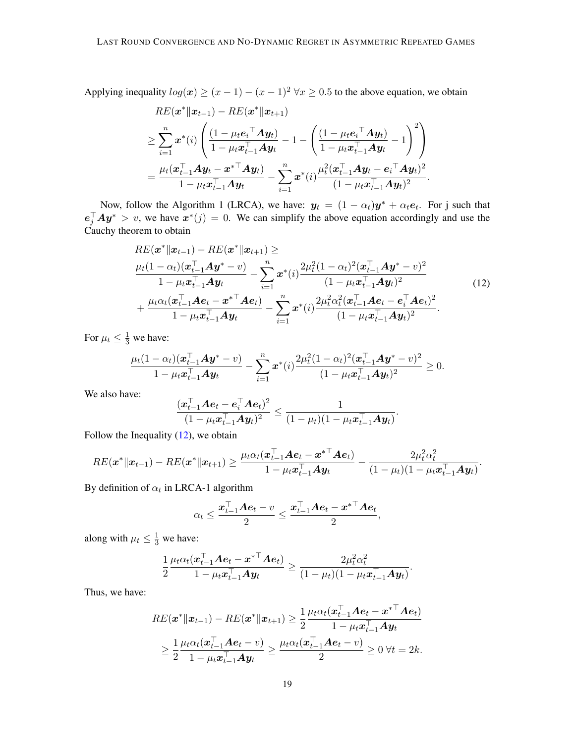Applying inequality $log(\boldsymbol{x}) \geq (x-1) - (x-1)^2 \; \forall x \geq 0.5$ to the above equation, we obtain

$$
\begin{aligned}
& RE(\boldsymbol{x}^* \| \boldsymbol{x}_{t-1}) - RE(\boldsymbol{x}^* \| \boldsymbol{x}_{t+1}) \\
& \geq \sum_{i=1}^{n} \boldsymbol{x}^*(i) \left( \frac{(1 - \mu_t \boldsymbol{e}_i{}^\top \boldsymbol{A} \boldsymbol{y}_t)}{1 - \mu_t \boldsymbol{x}_{t-1}^\top \boldsymbol{A} \boldsymbol{y}_t} - 1 - \left( \frac{(1 - \mu_t \boldsymbol{e}_i{}^\top \boldsymbol{A} \boldsymbol{y}_t)}{1 - \mu_t \boldsymbol{x}_{t-1}^\top \boldsymbol{A} \boldsymbol{y}_t} - 1 \right)^2 \right) \\
& = \frac{\mu_t (\boldsymbol{x}_{t-1}^\top \boldsymbol{A} \boldsymbol{y}_t - \boldsymbol{x}^{*\top} \boldsymbol{A} \boldsymbol{y}_t)}{1 - \mu_t \boldsymbol{x}_{t-1}^\top \boldsymbol{A} \boldsymbol{y}_t} - \sum_{i=1}^{n} \boldsymbol{x}^*(i) \frac{\mu_t^2 (\boldsymbol{x}_{t-1}^\top \boldsymbol{A} \boldsymbol{y}_t - \boldsymbol{e}_i^\top \boldsymbol{A} \boldsymbol{y}_t)^2}{(1 - \mu_t \boldsymbol{x}_{t-1}^\top \boldsymbol{A} \boldsymbol{y}_t)^2}.
\end{aligned}
$$

Now, follow the Algorithm 1 (LRCA), we have: $\boldsymbol{y}_t = (1 - \alpha_t) \boldsymbol{y}^* + \alpha_t \boldsymbol{e}_t$. For j such that $\boldsymbol{e}_j^\top \boldsymbol{A} \boldsymbol{y}^* > v$, we have $\boldsymbol{x}^*(j) = 0$. We can simplify the above equation accordingly and use the Cauchy theorem to obtain

$$
\begin{aligned}
& RE(\boldsymbol{x}^* \| \boldsymbol{x}_{t-1}) - RE(\boldsymbol{x}^* \| \boldsymbol{x}_{t+1}) \geq \\
& \frac{\mu_t (1 - \alpha_t)(\boldsymbol{x}_{t-1}^\top \boldsymbol{A} \boldsymbol{y}^* - v)}{1 - \mu_t \boldsymbol{x}_{t-1}^\top \boldsymbol{A} \boldsymbol{y}_t} - \sum_{i=1}^{n} \boldsymbol{x}^*(i) \frac{2\mu_t^2 (1 - \alpha_t)^2 (\boldsymbol{x}_{t-1}^\top \boldsymbol{A} \boldsymbol{y}^* - v)^2}{(1 - \mu_t \boldsymbol{x}_{t-1}^\top \boldsymbol{A} \boldsymbol{y}_t)^2} \\
& + \frac{\mu_t \alpha_t (\boldsymbol{x}_{t-1}^\top \boldsymbol{A} \boldsymbol{e}_t - \boldsymbol{x}^{*\top} \boldsymbol{A} \boldsymbol{e}_t)}{1 - \mu_t \boldsymbol{x}_{t-1}^\top \boldsymbol{A} \boldsymbol{y}_t} - \sum_{i=1}^{n} \boldsymbol{x}^*(i) \frac{2\mu_t^2 \alpha_t^2 (\boldsymbol{x}_{t-1}^\top \boldsymbol{A} \boldsymbol{e}_t - \boldsymbol{e}_i^\top \boldsymbol{A} \boldsymbol{e}_t)^2}{(1 - \mu_t \boldsymbol{x}_{t-1}^\top \boldsymbol{A} \boldsymbol{y}_t)^2}.
\end{aligned}
\tag{12}
$$

For $\mu_t \leq \frac{1}{3}$ we have:

$$
\frac{\mu_t (1 - \alpha_t)(\boldsymbol{x}_{t-1}^\top \boldsymbol{A} \boldsymbol{y}^* - v)}{1 - \mu_t \boldsymbol{x}_{t-1}^\top \boldsymbol{A} \boldsymbol{y}_t} - \sum_{i=1}^{n} \boldsymbol{x}^*(i) \frac{2\mu_t^2 (1 - \alpha_t)^2 (\boldsymbol{x}_{t-1}^\top \boldsymbol{A} \boldsymbol{y}^* - v)^2}{(1 - \mu_t \boldsymbol{x}_{t-1}^\top \boldsymbol{A} \boldsymbol{y}_t)^2} \geq 0.
$$

We also have:

$$
\frac{(\boldsymbol{x}_{t-1}^\top \boldsymbol{A} \boldsymbol{e}_t - \boldsymbol{e}_i^\top \boldsymbol{A} \boldsymbol{e}_t)^2}{(1 - \mu_t \boldsymbol{x}_{t-1}^\top \boldsymbol{A} \boldsymbol{y}_t)^2} \leq \frac{1}{(1 - \mu_t)(1 - \mu_t \boldsymbol{x}_{t-1}^\top \boldsymbol{A} \boldsymbol{y}_t)}.
$$

Follow the Inequality (12), we obtain

$$
RE(\boldsymbol{x}^* \| \boldsymbol{x}_{t-1}) - RE(\boldsymbol{x}^* \| \boldsymbol{x}_{t+1}) \geq \frac{\mu_t \alpha_t (\boldsymbol{x}_{t-1}^\top \boldsymbol{A} \boldsymbol{e}_t - \boldsymbol{x}^{*\top} \boldsymbol{A} \boldsymbol{e}_t)}{1 - \mu_t \boldsymbol{x}_{t-1}^\top \boldsymbol{A} \boldsymbol{y}_t} - \frac{2\mu_t^2 \alpha_t^2}{(1 - \mu_t)(1 - \mu_t \boldsymbol{x}_{t-1}^\top \boldsymbol{A} \boldsymbol{y}_t)}.
$$

By definition of $\alpha_t$ in LRCA-1 algorithm

$$
\alpha_t \leq \frac{\boldsymbol{x}_{t-1}^\top \boldsymbol{A} \boldsymbol{e}_t - v}{2} \leq \frac{\boldsymbol{x}_{t-1}^\top \boldsymbol{A} \boldsymbol{e}_t - \boldsymbol{x}^{*\top} \boldsymbol{A} \boldsymbol{e}_t}{2},
$$

along with $\mu_t \leq \frac{1}{3}$ we have:

$$
\frac{1}{2} \frac{\mu_t \alpha_t (\boldsymbol{x}_{t-1}^\top \boldsymbol{A} \boldsymbol{e}_t - \boldsymbol{x}^{*\top} \boldsymbol{A} \boldsymbol{e}_t)}{1 - \mu_t \boldsymbol{x}_{t-1}^\top \boldsymbol{A} \boldsymbol{y}_t} \geq \frac{2\mu_t^2 \alpha_t^2}{(1 - \mu_t)(1 - \mu_t \boldsymbol{x}_{t-1}^\top \boldsymbol{A} \boldsymbol{y}_t)}.
$$

Thus, we have:

$$
\begin{aligned}
RE(\boldsymbol{x}^* \| \boldsymbol{x}_{t-1}) - RE(\boldsymbol{x}^* \| \boldsymbol{x}_{t+1}) & \geq \frac{1}{2} \frac{\mu_t \alpha_t (\boldsymbol{x}_{t-1}^\top \boldsymbol{A} \boldsymbol{e}_t - \boldsymbol{x}^{*\top} \boldsymbol{A} \boldsymbol{e}_t)}{1 - \mu_t \boldsymbol{x}_{t-1}^\top \boldsymbol{A} \boldsymbol{y}_t} \\
& \geq \frac{1}{2} \frac{\mu_t \alpha_t (\boldsymbol{x}_{t-1}^\top \boldsymbol{A} \boldsymbol{e}_t - v)}{1 - \mu_t \boldsymbol{x}_{t-1}^\top \boldsymbol{A} \boldsymbol{y}_t} \geq \frac{\mu_t \alpha_t (\boldsymbol{x}_{t-1}^\top \boldsymbol{A} \boldsymbol{e}_t - v)}{2} \geq 0 \; \forall t = 2k.
\end{aligned}
$$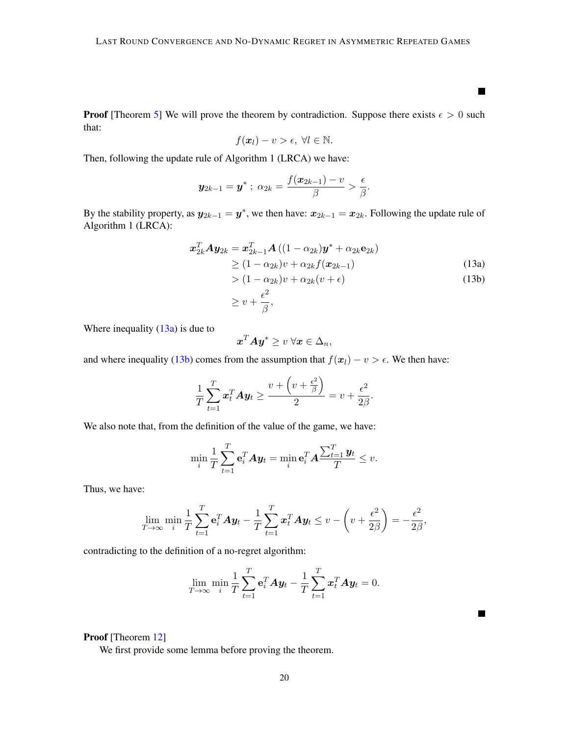■

**Proof** [Theorem 5] We will prove the theorem by contradiction. Suppose there exists $\epsilon > 0$ such that:

$$f(\boldsymbol{x}_l) - v > \epsilon, \ \forall l \in \mathbb{N}.$$

Then, following the update rule of Algorithm 1 (LRCA) we have:

$$\boldsymbol{y}_{2k-1} = \boldsymbol{y}^* \ ; \ \alpha_{2k} = \frac{f(\boldsymbol{x}_{2k-1}) - v}{\beta} > \frac{\epsilon}{\beta}.$$

By the stability property, as $\boldsymbol{y}_{2k-1} = \boldsymbol{y}^*$, we then have: $\boldsymbol{x}_{2k-1} = \boldsymbol{x}_{2k}$. Following the update rule of Algorithm 1 (LRCA):

$$\begin{aligned}
\boldsymbol{x}_{2k}^T \boldsymbol{A} \boldsymbol{y}_{2k} &= \boldsymbol{x}_{2k-1}^T \boldsymbol{A} \left( (1 - \alpha_{2k}) \boldsymbol{y}^* + \alpha_{2k} \mathbf{e}_{2k} \right) \\
&\geq (1 - \alpha_{2k}) v + \alpha_{2k} f(\boldsymbol{x}_{2k-1}) && \text{(13a)} \\
&> (1 - \alpha_{2k}) v + \alpha_{2k} (v + \epsilon) && \text{(13b)} \\
&\geq v + \frac{\epsilon^2}{\beta},
\end{aligned}$$

Where inequality (13a) is due to

$$\boldsymbol{x}^T \boldsymbol{A} \boldsymbol{y}^* \geq v \ \forall \boldsymbol{x} \in \Delta_n,$$

and where inequality (13b) comes from the assumption that $f(\boldsymbol{x}_l) - v > \epsilon$. We then have:

$$\frac{1}{T} \sum_{t=1}^{T} \boldsymbol{x}_t^T \boldsymbol{A} \boldsymbol{y}_t \geq \frac{v + \left( v + \frac{\epsilon^2}{\beta} \right)}{2} = v + \frac{\epsilon^2}{2\beta}.$$

We also note that, from the definition of the value of the game, we have:

$$\min_i \frac{1}{T} \sum_{t=1}^{T} \mathbf{e}_i^T \boldsymbol{A} \boldsymbol{y}_t = \min_i \mathbf{e}_i^T \boldsymbol{A} \frac{\sum_{t=1}^{T} \boldsymbol{y}_t}{T} \leq v.$$

Thus, we have:

$$\lim_{T \to \infty} \min_i \frac{1}{T} \sum_{t=1}^{T} \mathbf{e}_i^T \boldsymbol{A} \boldsymbol{y}_t - \frac{1}{T} \sum_{t=1}^{T} \boldsymbol{x}_t^T \boldsymbol{A} \boldsymbol{y}_t \leq v - \left( v + \frac{\epsilon^2}{2\beta} \right) = -\frac{\epsilon^2}{2\beta},$$

contradicting to the definition of a no-regret algorithm:

$$\lim_{T \to \infty} \min_i \frac{1}{T} \sum_{t=1}^{T} \mathbf{e}_i^T \boldsymbol{A} \boldsymbol{y}_t - \frac{1}{T} \sum_{t=1}^{T} \boldsymbol{x}_t^T \boldsymbol{A} \boldsymbol{y}_t = 0.$$

■

**Proof** [Theorem 12]

We first provide some lemma before proving the theorem.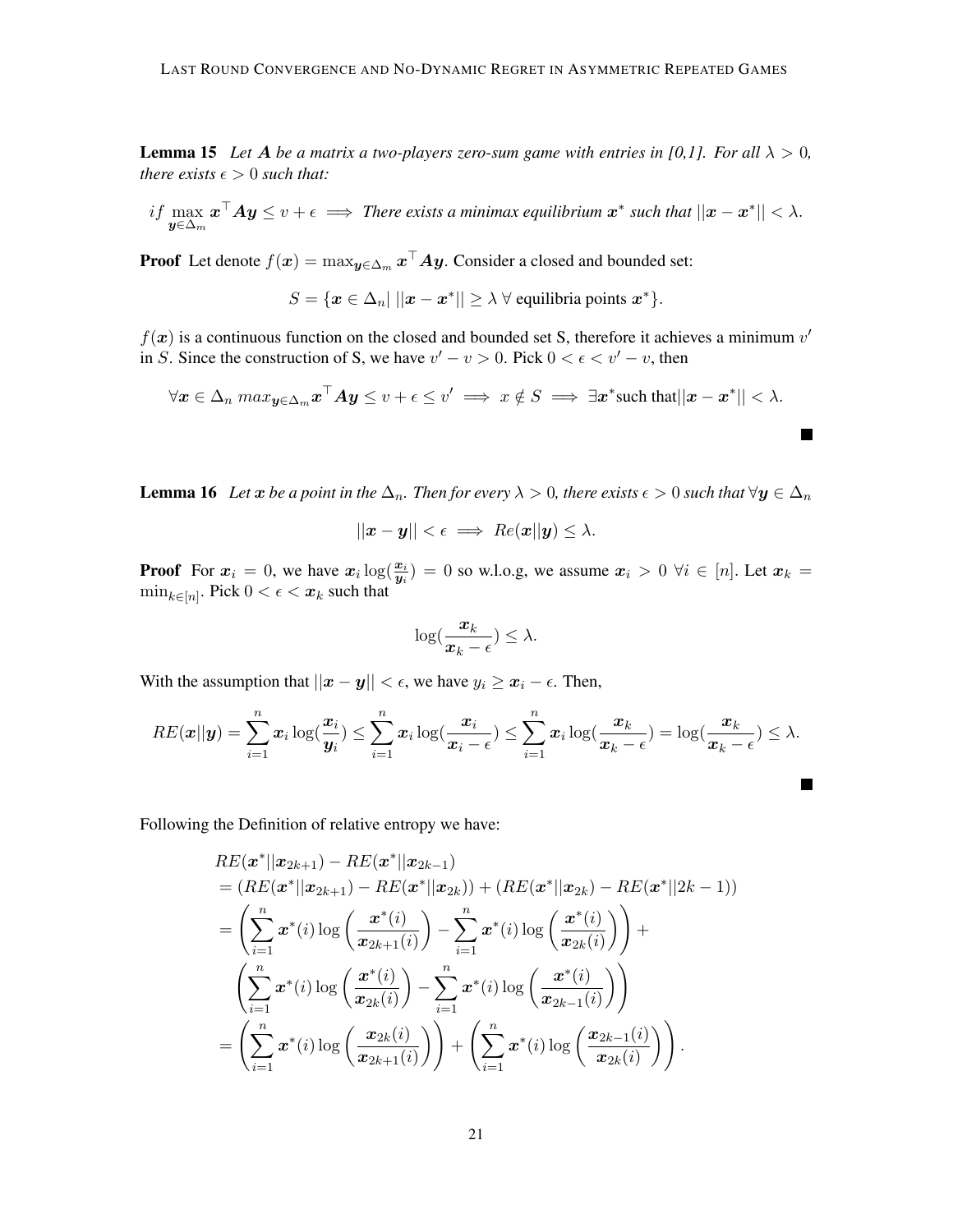**Lemma 15** *Let $\boldsymbol{A}$ be a matrix a two-players zero-sum game with entries in [0,1]. For all $\lambda > 0$, there exists $\epsilon > 0$ such that:*

$$if \max_{\boldsymbol{y} \in \Delta_m} \boldsymbol{x}^\top \boldsymbol{A} \boldsymbol{y} \leq v + \epsilon \implies \textit{There exists a minimax equilibrium } \boldsymbol{x}^* \textit{ such that } ||\boldsymbol{x} - \boldsymbol{x}^*|| < \lambda.$$

**Proof** Let denote $f(\boldsymbol{x}) = \max_{\boldsymbol{y} \in \Delta_m} \boldsymbol{x}^\top \boldsymbol{A} \boldsymbol{y}$. Consider a closed and bounded set:

$$S = \{\boldsymbol{x} \in \Delta_n | \; ||\boldsymbol{x} - \boldsymbol{x}^*|| \geq \lambda \; \forall \text{ equilibria points } \boldsymbol{x}^*\}.$$

$f(\boldsymbol{x})$ is a continuous function on the closed and bounded set S, therefore it achieves a minimum $v'$ in $S$. Since the construction of S, we have $v' - v > 0$. Pick $0 < \epsilon < v' - v$, then

$$\forall \boldsymbol{x} \in \Delta_n \; max_{\boldsymbol{y} \in \Delta_m} \boldsymbol{x}^\top \boldsymbol{A} \boldsymbol{y} \leq v + \epsilon \leq v' \implies x \notin S \implies \exists \boldsymbol{x}^* \text{such that} ||\boldsymbol{x} - \boldsymbol{x}^*|| < \lambda.$$

■

**Lemma 16** *Let $\boldsymbol{x}$ be a point in the $\Delta_n$. Then for every $\lambda > 0$, there exists $\epsilon > 0$ such that $\forall \boldsymbol{y} \in \Delta_n$*

$$||\boldsymbol{x} - \boldsymbol{y}|| < \epsilon \implies Re(\boldsymbol{x}||\boldsymbol{y}) \leq \lambda.$$

**Proof** For $\boldsymbol{x}_i = 0$, we have $\boldsymbol{x}_i \log(\frac{\boldsymbol{x}_i}{\boldsymbol{y}_i}) = 0$ so w.l.o.g, we assume $\boldsymbol{x}_i > 0 \; \forall i \in [n]$. Let $\boldsymbol{x}_k = \min_{k \in [n]}$. Pick $0 < \epsilon < \boldsymbol{x}_k$ such that

$$\log(\frac{\boldsymbol{x}_k}{\boldsymbol{x}_k - \epsilon}) \leq \lambda.$$

With the assumption that $||\boldsymbol{x} - \boldsymbol{y}|| < \epsilon$, we have $y_i \geq \boldsymbol{x}_i - \epsilon$. Then,

$$RE(\boldsymbol{x}||\boldsymbol{y}) = \sum_{i=1}^{n} \boldsymbol{x}_i \log(\frac{\boldsymbol{x}_i}{\boldsymbol{y}_i}) \leq \sum_{i=1}^{n} \boldsymbol{x}_i \log(\frac{\boldsymbol{x}_i}{\boldsymbol{x}_i - \epsilon}) \leq \sum_{i=1}^{n} \boldsymbol{x}_i \log(\frac{\boldsymbol{x}_k}{\boldsymbol{x}_k - \epsilon}) = \log(\frac{\boldsymbol{x}_k}{\boldsymbol{x}_k - \epsilon}) \leq \lambda.$$

■

Following the Definition of relative entropy we have:

$$\begin{aligned}
&RE(\boldsymbol{x}^*||\boldsymbol{x}_{2k+1}) - RE(\boldsymbol{x}^*||\boldsymbol{x}_{2k-1}) \\
&= (RE(\boldsymbol{x}^*||\boldsymbol{x}_{2k+1}) - RE(\boldsymbol{x}^*||\boldsymbol{x}_{2k})) + (RE(\boldsymbol{x}^*||\boldsymbol{x}_{2k}) - RE(\boldsymbol{x}^*||2k-1)) \\
&= \left( \sum_{i=1}^{n} \boldsymbol{x}^*(i) \log\left( \frac{\boldsymbol{x}^*(i)}{\boldsymbol{x}_{2k+1}(i)} \right) - \sum_{i=1}^{n} \boldsymbol{x}^*(i) \log\left( \frac{\boldsymbol{x}^*(i)}{\boldsymbol{x}_{2k}(i)} \right) \right) + \\
&\quad \left( \sum_{i=1}^{n} \boldsymbol{x}^*(i) \log\left( \frac{\boldsymbol{x}^*(i)}{\boldsymbol{x}_{2k}(i)} \right) - \sum_{i=1}^{n} \boldsymbol{x}^*(i) \log\left( \frac{\boldsymbol{x}^*(i)}{\boldsymbol{x}_{2k-1}(i)} \right) \right) \\
&= \left( \sum_{i=1}^{n} \boldsymbol{x}^*(i) \log\left( \frac{\boldsymbol{x}_{2k}(i)}{\boldsymbol{x}_{2k+1}(i)} \right) \right) + \left( \sum_{i=1}^{n} \boldsymbol{x}^*(i) \log\left( \frac{\boldsymbol{x}_{2k-1}(i)}{\boldsymbol{x}_{2k}(i)} \right) \right).
\end{aligned}$$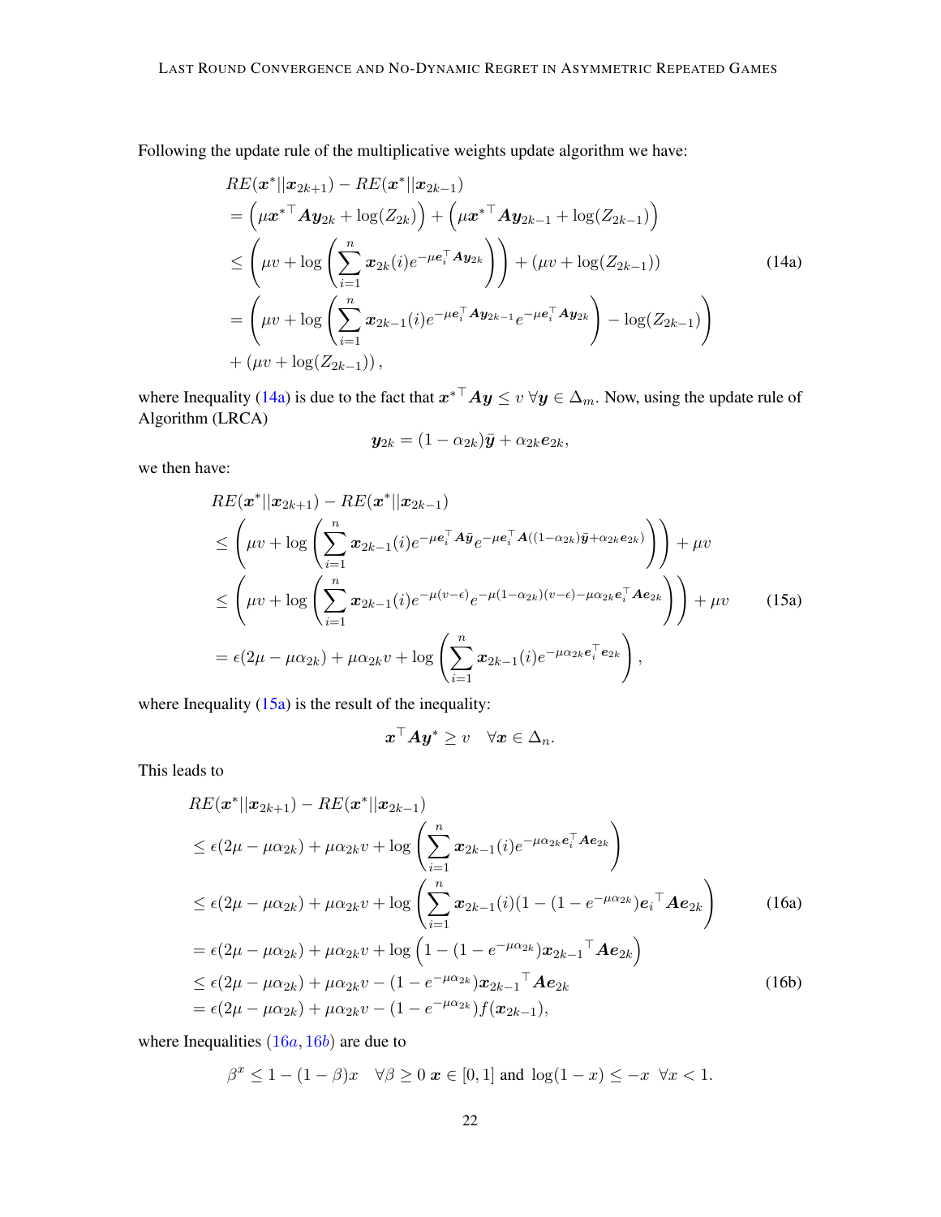Following the update rule of the multiplicative weights update algorithm we have:

$$
\begin{aligned}
& RE(\boldsymbol{x}^*||\boldsymbol{x}_{2k+1}) - RE(\boldsymbol{x}^*||\boldsymbol{x}_{2k-1}) \\
&= \left(\mu {\boldsymbol{x}^*}^\top \boldsymbol{A}\boldsymbol{y}_{2k} + \log(Z_{2k})\right) + \left(\mu {\boldsymbol{x}^*}^\top \boldsymbol{A}\boldsymbol{y}_{2k-1} + \log(Z_{2k-1})\right) \\
&\leq \left(\mu v + \log\left(\sum_{i=1}^{n} \boldsymbol{x}_{2k}(i) e^{-\mu \boldsymbol{e}_i^\top \boldsymbol{A}\boldsymbol{y}_{2k}}\right)\right) + \left(\mu v + \log(Z_{2k-1})\right) \qquad \text{(14a)} \\
&= \left(\mu v + \log\left(\sum_{i=1}^{n} \boldsymbol{x}_{2k-1}(i) e^{-\mu \boldsymbol{e}_i^\top \boldsymbol{A}\boldsymbol{y}_{2k-1}} e^{-\mu \boldsymbol{e}_i^\top \boldsymbol{A}\boldsymbol{y}_{2k}}\right) - \log(Z_{2k-1})\right) \\
&\quad + \left(\mu v + \log(Z_{2k-1})\right),
\end{aligned}
$$

where Inequality (14a) is due to the fact that ${\boldsymbol{x}^*}^\top \boldsymbol{A}\boldsymbol{y} \leq v \ \forall \boldsymbol{y} \in \Delta_m$. Now, using the update rule of Algorithm (LRCA)

$$
\boldsymbol{y}_{2k} = (1-\alpha_{2k})\bar{\boldsymbol{y}} + \alpha_{2k}\boldsymbol{e}_{2k},
$$

we then have:

$$
\begin{aligned}
& RE(\boldsymbol{x}^*||\boldsymbol{x}_{2k+1}) - RE(\boldsymbol{x}^*||\boldsymbol{x}_{2k-1}) \\
&\leq \left(\mu v + \log\left(\sum_{i=1}^{n} \boldsymbol{x}_{2k-1}(i) e^{-\mu \boldsymbol{e}_i^\top \boldsymbol{A}\bar{\boldsymbol{y}}} e^{-\mu \boldsymbol{e}_i^\top \boldsymbol{A}((1-\alpha_{2k})\bar{\boldsymbol{y}} + \alpha_{2k}\boldsymbol{e}_{2k})}\right)\right) + \mu v \\
&\leq \left(\mu v + \log\left(\sum_{i=1}^{n} \boldsymbol{x}_{2k-1}(i) e^{-\mu(v-\epsilon)} e^{-\mu(1-\alpha_{2k})(v-\epsilon) - \mu\alpha_{2k}\boldsymbol{e}_i^\top \boldsymbol{A}\boldsymbol{e}_{2k}}\right)\right) + \mu v \qquad \text{(15a)} \\
&= \epsilon(2\mu - \mu\alpha_{2k}) + \mu\alpha_{2k} v + \log\left(\sum_{i=1}^{n} \boldsymbol{x}_{2k-1}(i) e^{-\mu\alpha_{2k}\boldsymbol{e}_i^\top \boldsymbol{e}_{2k}}\right),
\end{aligned}
$$

where Inequality (15a) is the result of the inequality:

$$
\boldsymbol{x}^\top \boldsymbol{A}\boldsymbol{y}^* \geq v \quad \forall \boldsymbol{x} \in \Delta_n.
$$

This leads to

$$
\begin{aligned}
& RE(\boldsymbol{x}^*||\boldsymbol{x}_{2k+1}) - RE(\boldsymbol{x}^*||\boldsymbol{x}_{2k-1}) \\
&\leq \epsilon(2\mu - \mu\alpha_{2k}) + \mu\alpha_{2k} v + \log\left(\sum_{i=1}^{n} \boldsymbol{x}_{2k-1}(i) e^{-\mu\alpha_{2k}\boldsymbol{e}_i^\top \boldsymbol{A}\boldsymbol{e}_{2k}}\right) \\
&\leq \epsilon(2\mu - \mu\alpha_{2k}) + \mu\alpha_{2k} v + \log\left(\sum_{i=1}^{n} \boldsymbol{x}_{2k-1}(i)(1 - (1 - e^{-\mu\alpha_{2k}}) {\boldsymbol{e}_i}^\top \boldsymbol{A}\boldsymbol{e}_{2k}\right) \qquad \text{(16a)} \\
&= \epsilon(2\mu - \mu\alpha_{2k}) + \mu\alpha_{2k} v + \log\left(1 - (1 - e^{-\mu\alpha_{2k}}) {\boldsymbol{x}_{2k-1}}^\top \boldsymbol{A}\boldsymbol{e}_{2k}\right) \\
&\leq \epsilon(2\mu - \mu\alpha_{2k}) + \mu\alpha_{2k} v - (1 - e^{-\mu\alpha_{2k}}) {\boldsymbol{x}_{2k-1}}^\top \boldsymbol{A}\boldsymbol{e}_{2k} \qquad \text{(16b)} \\
&= \epsilon(2\mu - \mu\alpha_{2k}) + \mu\alpha_{2k} v - (1 - e^{-\mu\alpha_{2k}}) f(\boldsymbol{x}_{2k-1}),
\end{aligned}
$$

where Inequalities ($16a$, $16b$) are due to

$$
\beta^x \leq 1 - (1-\beta)x \quad \forall \beta \geq 0 \ \boldsymbol{x} \in [0,1] \text{ and } \log(1-x) \leq -x \ \ \forall x < 1.
$$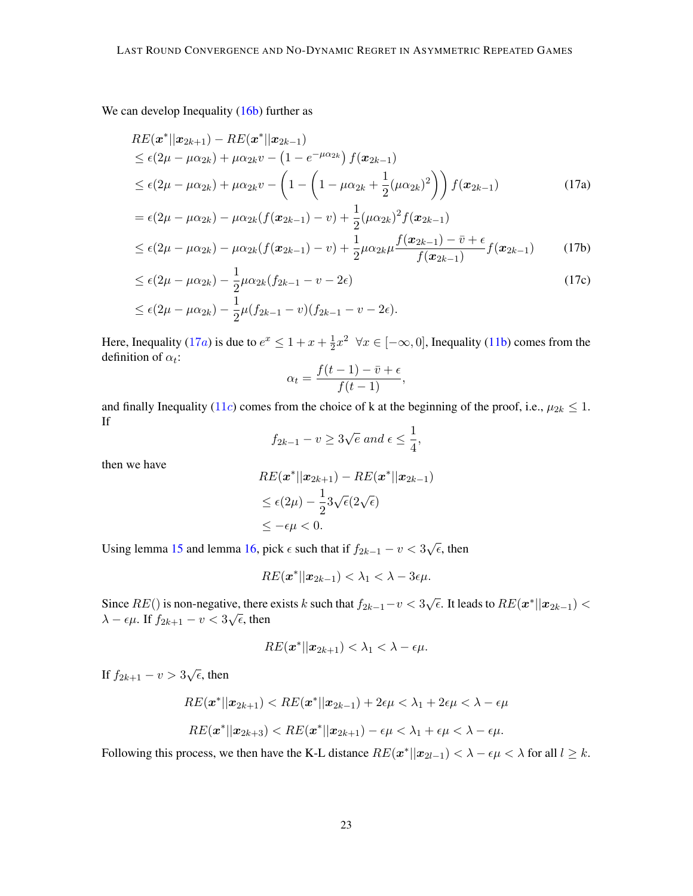We can develop Inequality (16b) further as

$$
\begin{aligned}
& RE(\boldsymbol{x}^*||\boldsymbol{x}_{2k+1}) - RE(\boldsymbol{x}^*||\boldsymbol{x}_{2k-1}) \\
& \leq \epsilon(2\mu - \mu\alpha_{2k}) + \mu\alpha_{2k}v - \left(1 - e^{-\mu\alpha_{2k}}\right) f(\boldsymbol{x}_{2k-1}) \\
& \leq \epsilon(2\mu - \mu\alpha_{2k}) + \mu\alpha_{2k}v - \left(1 - \left(1 - \mu\alpha_{2k} + \frac{1}{2}(\mu\alpha_{2k})^2\right)\right) f(\boldsymbol{x}_{2k-1}) \qquad (17a) \\
& = \epsilon(2\mu - \mu\alpha_{2k}) - \mu\alpha_{2k}(f(\boldsymbol{x}_{2k-1}) - v) + \frac{1}{2}(\mu\alpha_{2k})^2 f(\boldsymbol{x}_{2k-1}) \\
& \leq \epsilon(2\mu - \mu\alpha_{2k}) - \mu\alpha_{2k}(f(\boldsymbol{x}_{2k-1}) - v) + \frac{1}{2}\mu\alpha_{2k}\mu\frac{f(\boldsymbol{x}_{2k-1}) - \bar{v} + \epsilon}{f(\boldsymbol{x}_{2k-1})} f(\boldsymbol{x}_{2k-1}) \qquad (17b) \\
& \leq \epsilon(2\mu - \mu\alpha_{2k}) - \frac{1}{2}\mu\alpha_{2k}(f_{2k-1} - v - 2\epsilon) \qquad (17c) \\
& \leq \epsilon(2\mu - \mu\alpha_{2k}) - \frac{1}{2}\mu(f_{2k-1} - v)(f_{2k-1} - v - 2\epsilon).
\end{aligned}
$$

Here, Inequality (17*a*) is due to $e^x \leq 1 + x + \frac{1}{2}x^2 \;\; \forall x \in [-\infty, 0]$, Inequality (11b) comes from the definition of $\alpha_t$:

$$
\alpha_t = \frac{f(t-1) - \bar{v} + \epsilon}{f(t-1)},
$$

and finally Inequality (11*c*) comes from the choice of k at the beginning of the proof, i.e., $\mu_{2k} \leq 1$. If

$$
f_{2k-1} - v \geq 3\sqrt{\epsilon} \; and \; \epsilon \leq \frac{1}{4},
$$

then we have

$$
\begin{aligned}
& RE(\boldsymbol{x}^*||\boldsymbol{x}_{2k+1}) - RE(\boldsymbol{x}^*||\boldsymbol{x}_{2k-1}) \\
& \leq \epsilon(2\mu) - \frac{1}{2}3\sqrt{\epsilon}(2\sqrt{\epsilon}) \\
& \leq -\epsilon\mu < 0.
\end{aligned}
$$

Using lemma 15 and lemma 16, pick $\epsilon$ such that if $f_{2k-1} - v < 3\sqrt{\epsilon}$, then

$$
RE(\boldsymbol{x}^*||\boldsymbol{x}_{2k-1}) < \lambda_1 < \lambda - 3\epsilon\mu.
$$

Since $RE()$ is non-negative, there exists $k$ such that $f_{2k-1} - v < 3\sqrt{\epsilon}$. It leads to $RE(\boldsymbol{x}^*||\boldsymbol{x}_{2k-1}) < \lambda - \epsilon\mu$. If $f_{2k+1} - v < 3\sqrt{\epsilon}$, then

$$
RE(\boldsymbol{x}^*||\boldsymbol{x}_{2k+1}) < \lambda_1 < \lambda - \epsilon\mu.
$$

If $f_{2k+1} - v > 3\sqrt{\epsilon}$, then

$$
RE(\boldsymbol{x}^*||\boldsymbol{x}_{2k+1}) < RE(\boldsymbol{x}^*||\boldsymbol{x}_{2k-1}) + 2\epsilon\mu < \lambda_1 + 2\epsilon\mu < \lambda - \epsilon\mu
$$

$$
RE(\boldsymbol{x}^*||\boldsymbol{x}_{2k+3}) < RE(\boldsymbol{x}^*||\boldsymbol{x}_{2k+1}) - \epsilon\mu < \lambda_1 + \epsilon\mu < \lambda - \epsilon\mu.
$$

Following this process, we then have the K-L distance $RE(\boldsymbol{x}^*||\boldsymbol{x}_{2l-1}) < \lambda - \epsilon\mu < \lambda$ for all $l \geq k$.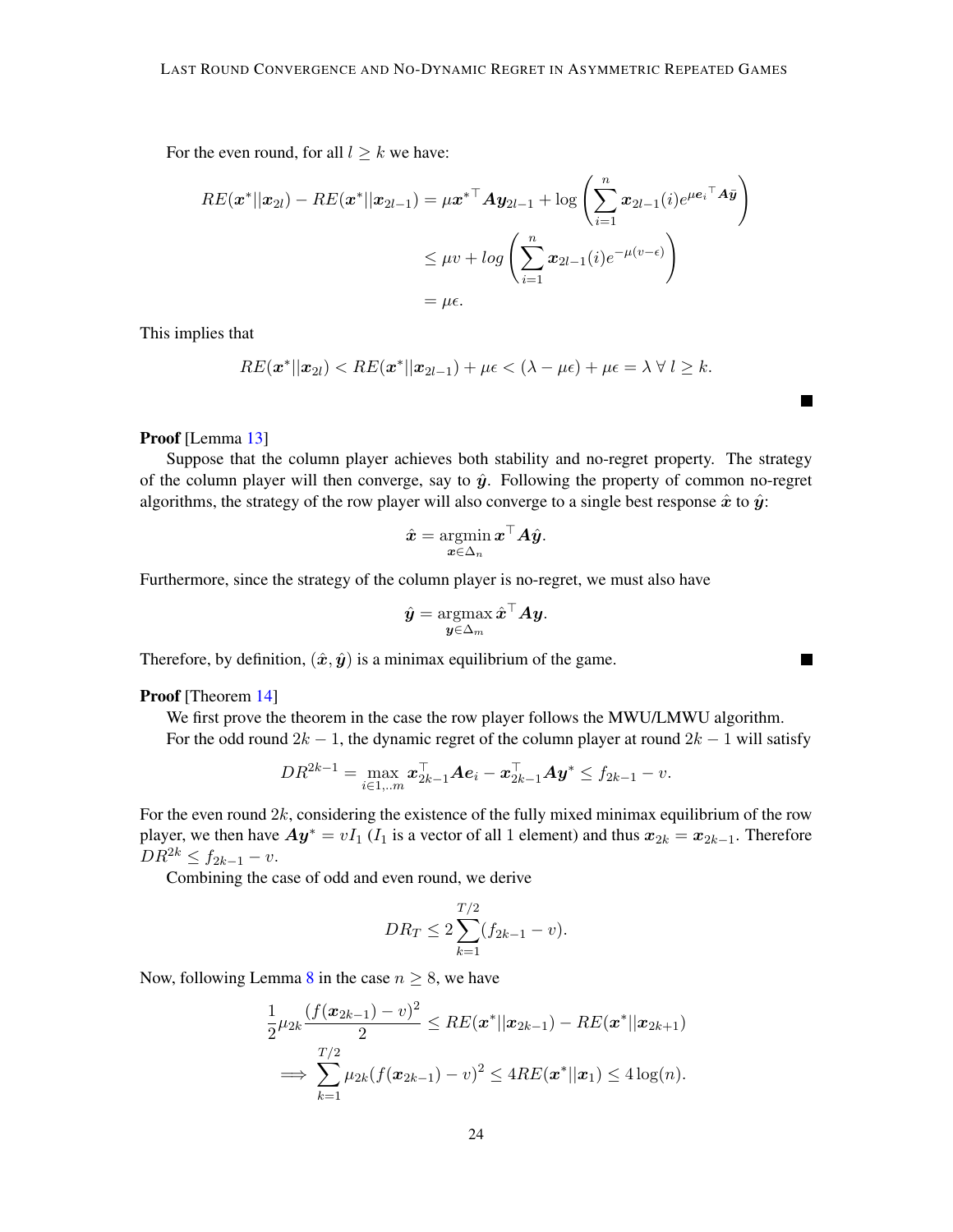For the even round, for all $l \geq k$ we have:

$$
\begin{aligned}
RE(\boldsymbol{x}^*||\boldsymbol{x}_{2l}) - RE(\boldsymbol{x}^*||\boldsymbol{x}_{2l-1}) &= \mu \boldsymbol{x}^{*\top} \boldsymbol{A} \boldsymbol{y}_{2l-1} + \log\left(\sum_{i=1}^{n} \boldsymbol{x}_{2l-1}(i) e^{\mu \boldsymbol{e}_i{}^\top \boldsymbol{A}\bar{\boldsymbol{y}}}\right) \\
&\leq \mu v + log\left(\sum_{i=1}^{n} \boldsymbol{x}_{2l-1}(i) e^{-\mu(v-\epsilon)}\right) \\
&= \mu\epsilon.
\end{aligned}
$$

This implies that

$$
RE(\boldsymbol{x}^*||\boldsymbol{x}_{2l}) < RE(\boldsymbol{x}^*||\boldsymbol{x}_{2l-1}) + \mu\epsilon < (\lambda - \mu\epsilon) + \mu\epsilon = \lambda \;\forall\; l \geq k.
$$

■

**Proof** [Lemma 13]

Suppose that the column player achieves both stability and no-regret property. The strategy of the column player will then converge, say to $\hat{\boldsymbol{y}}$. Following the property of common no-regret algorithms, the strategy of the row player will also converge to a single best response $\hat{\boldsymbol{x}}$ to $\hat{\boldsymbol{y}}$:

$$
\hat{\boldsymbol{x}} = \operatorname*{argmin}_{\boldsymbol{x} \in \Delta_n} \boldsymbol{x}^\top \boldsymbol{A} \hat{\boldsymbol{y}}.
$$

Furthermore, since the strategy of the column player is no-regret, we must also have

$$
\hat{\boldsymbol{y}} = \operatorname*{argmax}_{\boldsymbol{y} \in \Delta_m} \hat{\boldsymbol{x}}^\top \boldsymbol{A} \boldsymbol{y}.
$$

Therefore, by definition, $(\hat{\boldsymbol{x}}, \hat{\boldsymbol{y}})$ is a minimax equilibrium of the game. ■

**Proof** [Theorem 14]

We first prove the theorem in the case the row player follows the MWU/LMWU algorithm.

For the odd round $2k-1$, the dynamic regret of the column player at round $2k-1$ will satisfy

$$
DR^{2k-1} = \max_{i \in 1,..m} \boldsymbol{x}_{2k-1}^\top \boldsymbol{A} \boldsymbol{e}_i - \boldsymbol{x}_{2k-1}^\top \boldsymbol{A} \boldsymbol{y}^* \leq f_{2k-1} - v.
$$

For the even round $2k$, considering the existence of the fully mixed minimax equilibrium of the row player, we then have $\boldsymbol{A}\boldsymbol{y}^* = vI_1$ ($I_1$ is a vector of all 1 element) and thus $\boldsymbol{x}_{2k} = \boldsymbol{x}_{2k-1}$. Therefore $DR^{2k} \leq f_{2k-1} - v$.

Combining the case of odd and even round, we derive

$$
DR_T \leq 2\sum_{k=1}^{T/2} (f_{2k-1} - v).
$$

Now, following Lemma 8 in the case $n \geq 8$, we have

$$
\begin{aligned}
&\frac{1}{2}\mu_{2k} \frac{(f(\boldsymbol{x}_{2k-1}) - v)^2}{2} \leq RE(\boldsymbol{x}^*||\boldsymbol{x}_{2k-1}) - RE(\boldsymbol{x}^*||\boldsymbol{x}_{2k+1}) \\
&\implies \sum_{k=1}^{T/2} \mu_{2k} (f(\boldsymbol{x}_{2k-1}) - v)^2 \leq 4RE(\boldsymbol{x}^*||\boldsymbol{x}_1) \leq 4\log(n).
\end{aligned}
$$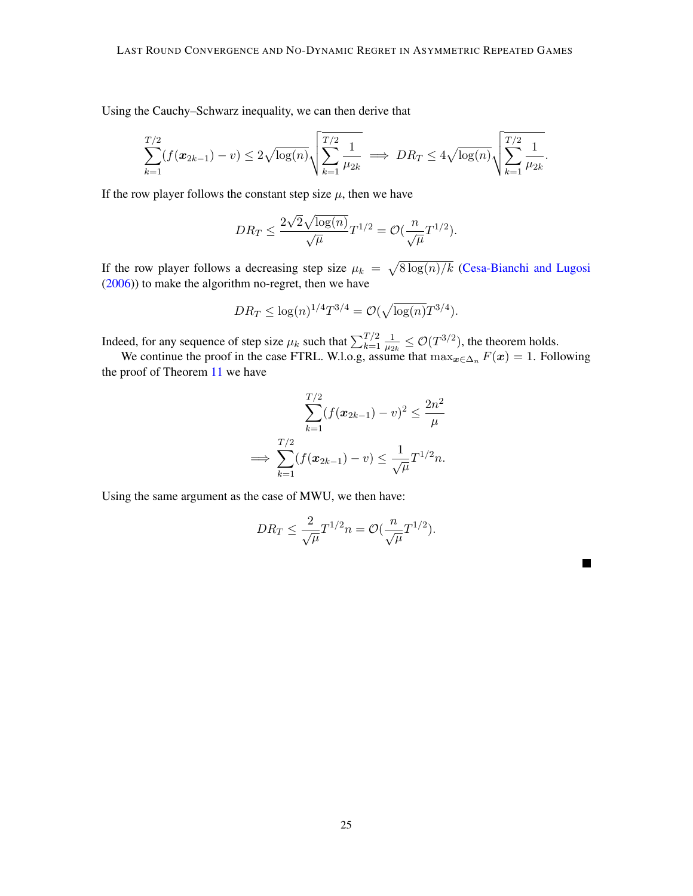Using the Cauchy–Schwarz inequality, we can then derive that

$$\sum_{k=1}^{T/2} (f(\boldsymbol{x}_{2k-1}) - v) \leq 2\sqrt{\log(n)}\sqrt{\sum_{k=1}^{T/2} \frac{1}{\mu_{2k}}} \implies DR_T \leq 4\sqrt{\log(n)}\sqrt{\sum_{k=1}^{T/2} \frac{1}{\mu_{2k}}}.$$

If the row player follows the constant step size $\mu$, then we have

$$DR_T \leq \frac{2\sqrt{2}\sqrt{\log(n)}}{\sqrt{\mu}} T^{1/2} = \mathcal{O}(\frac{n}{\sqrt{\mu}} T^{1/2}).$$

If the row player follows a decreasing step size $\mu_k = \sqrt{8\log(n)/k}$ (Cesa-Bianchi and Lugosi (2006)) to make the algorithm no-regret, then we have

$$DR_T \leq \log(n)^{1/4} T^{3/4} = \mathcal{O}(\sqrt{\log(n)} T^{3/4}).$$

Indeed, for any sequence of step size $\mu_k$ such that $\sum_{k=1}^{T/2} \frac{1}{\mu_{2k}} \leq \mathcal{O}(T^{3/2})$, the theorem holds.

We continue the proof in the case FTRL. W.l.o.g, assume that $\max_{\boldsymbol{x} \in \Delta_n} F(\boldsymbol{x}) = 1$. Following the proof of Theorem 11 we have

$$\sum_{k=1}^{T/2} (f(\boldsymbol{x}_{2k-1}) - v)^2 \leq \frac{2n^2}{\mu}$$
$$\implies \sum_{k=1}^{T/2} (f(\boldsymbol{x}_{2k-1}) - v) \leq \frac{1}{\sqrt{\mu}} T^{1/2} n.$$

Using the same argument as the case of MWU, we then have:

$$DR_T \leq \frac{2}{\sqrt{\mu}} T^{1/2} n = \mathcal{O}(\frac{n}{\sqrt{\mu}} T^{1/2}).$$

■